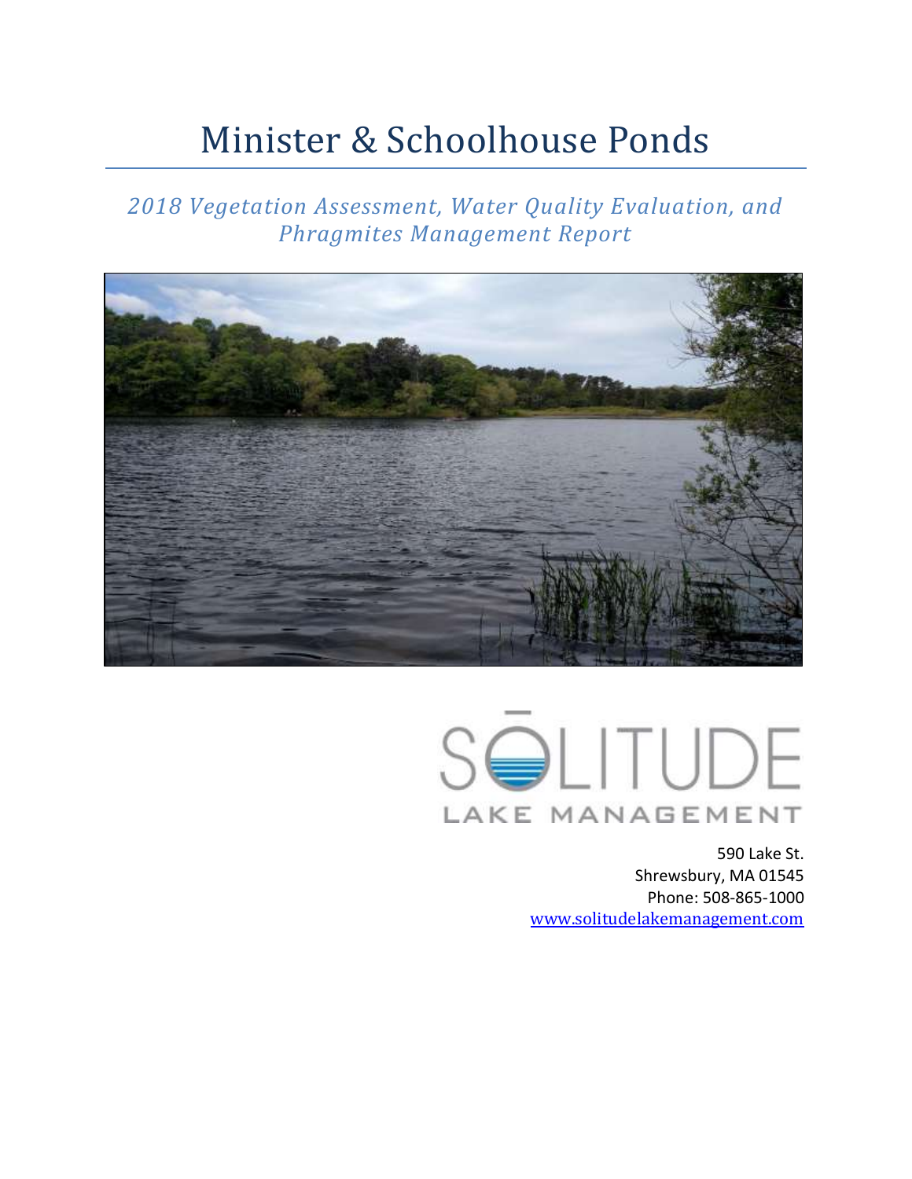# Minister & Schoolhouse Ponds

*2018 Vegetation Assessment, Water Quality Evaluation, and Phragmites Management Report*

SOLITUDE
LAKE MANAGEMENT

590 Lake St.
Shrewsbury, MA 01545
Phone: 508-865-1000
www.solitudelakemanagement.com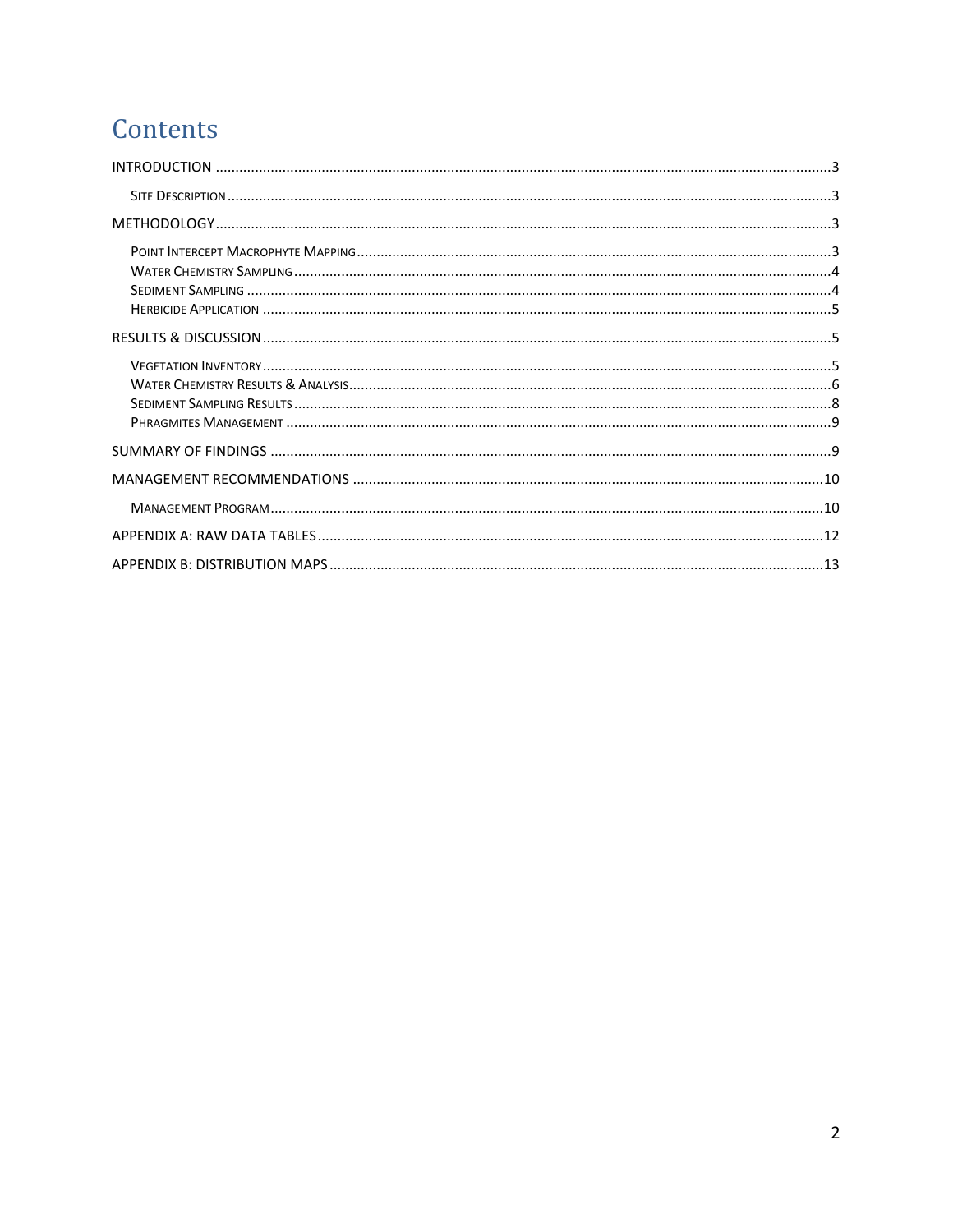# Contents

INTRODUCTION ....................................................................................................3

- Site Description ....................................................................................................3

METHODOLOGY ....................................................................................................3

- Point Intercept Macrophyte Mapping ....................................................................................................3
- Water Chemistry Sampling ....................................................................................................4
- Sediment Sampling ....................................................................................................4
- Herbicide Application ....................................................................................................5

RESULTS & DISCUSSION ....................................................................................................5

- Vegetation Inventory ....................................................................................................5
- Water Chemistry Results & Analysis ....................................................................................................6
- Sediment Sampling Results ....................................................................................................8
- Phragmites Management ....................................................................................................9

SUMMARY OF FINDINGS ....................................................................................................9

MANAGEMENT RECOMMENDATIONS ....................................................................................................10

- Management Program ....................................................................................................10

APPENDIX A: RAW DATA TABLES ....................................................................................................12

APPENDIX B: DISTRIBUTION MAPS ....................................................................................................13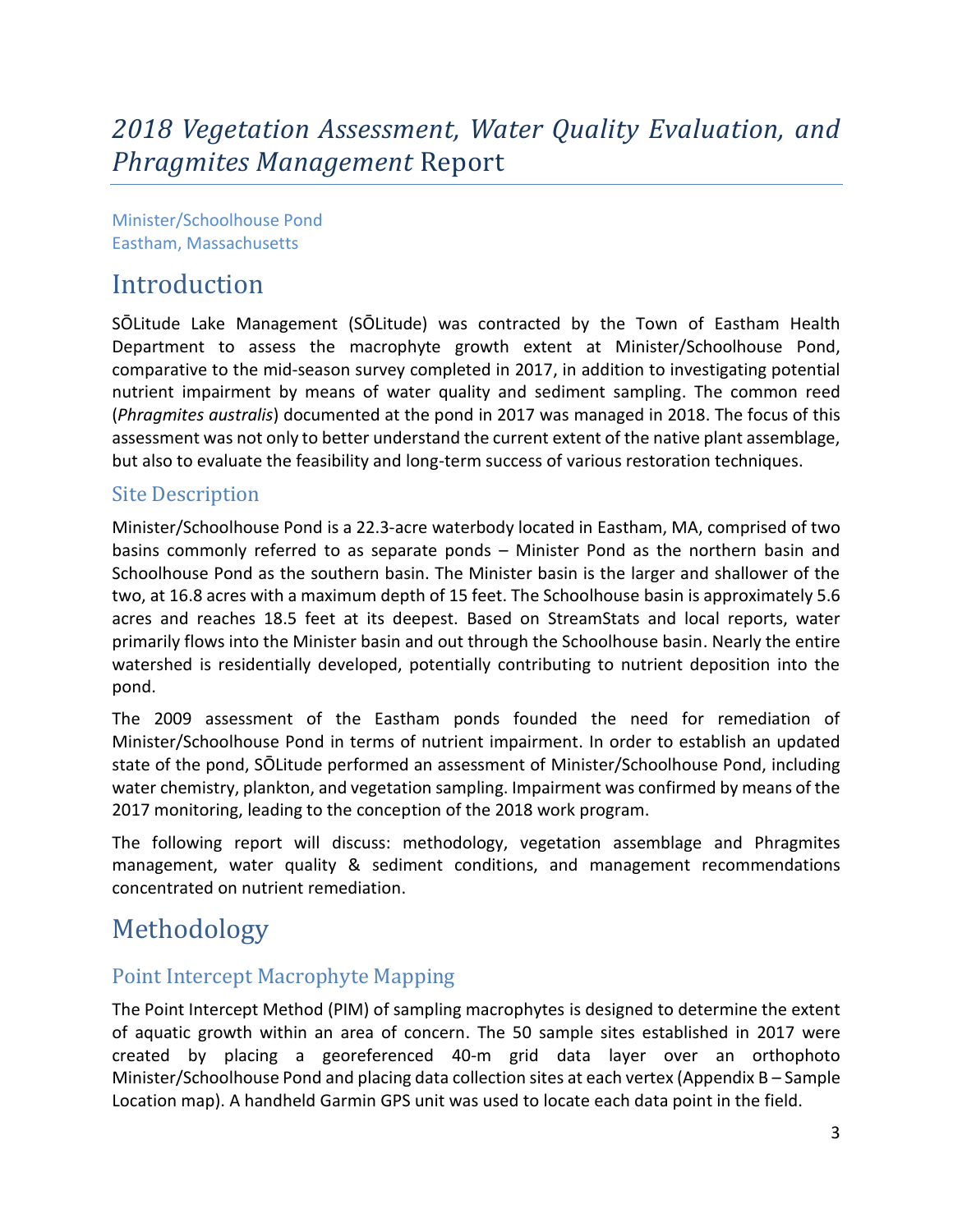# *2018 Vegetation Assessment, Water Quality Evaluation, and Phragmites Management* Report

Minister/Schoolhouse Pond
Eastham, Massachusetts

## Introduction

SŌLitude Lake Management (SŌLitude) was contracted by the Town of Eastham Health Department to assess the macrophyte growth extent at Minister/Schoolhouse Pond, comparative to the mid-season survey completed in 2017, in addition to investigating potential nutrient impairment by means of water quality and sediment sampling. The common reed (*Phragmites australis*) documented at the pond in 2017 was managed in 2018. The focus of this assessment was not only to better understand the current extent of the native plant assemblage, but also to evaluate the feasibility and long-term success of various restoration techniques.

### Site Description

Minister/Schoolhouse Pond is a 22.3-acre waterbody located in Eastham, MA, comprised of two basins commonly referred to as separate ponds – Minister Pond as the northern basin and Schoolhouse Pond as the southern basin. The Minister basin is the larger and shallower of the two, at 16.8 acres with a maximum depth of 15 feet. The Schoolhouse basin is approximately 5.6 acres and reaches 18.5 feet at its deepest. Based on StreamStats and local reports, water primarily flows into the Minister basin and out through the Schoolhouse basin. Nearly the entire watershed is residentially developed, potentially contributing to nutrient deposition into the pond.

The 2009 assessment of the Eastham ponds founded the need for remediation of Minister/Schoolhouse Pond in terms of nutrient impairment. In order to establish an updated state of the pond, SŌLitude performed an assessment of Minister/Schoolhouse Pond, including water chemistry, plankton, and vegetation sampling. Impairment was confirmed by means of the 2017 monitoring, leading to the conception of the 2018 work program.

The following report will discuss: methodology, vegetation assemblage and Phragmites management, water quality & sediment conditions, and management recommendations concentrated on nutrient remediation.

## Methodology

### Point Intercept Macrophyte Mapping

The Point Intercept Method (PIM) of sampling macrophytes is designed to determine the extent of aquatic growth within an area of concern. The 50 sample sites established in 2017 were created by placing a georeferenced 40-m grid data layer over an orthophoto Minister/Schoolhouse Pond and placing data collection sites at each vertex (Appendix B – Sample Location map). A handheld Garmin GPS unit was used to locate each data point in the field.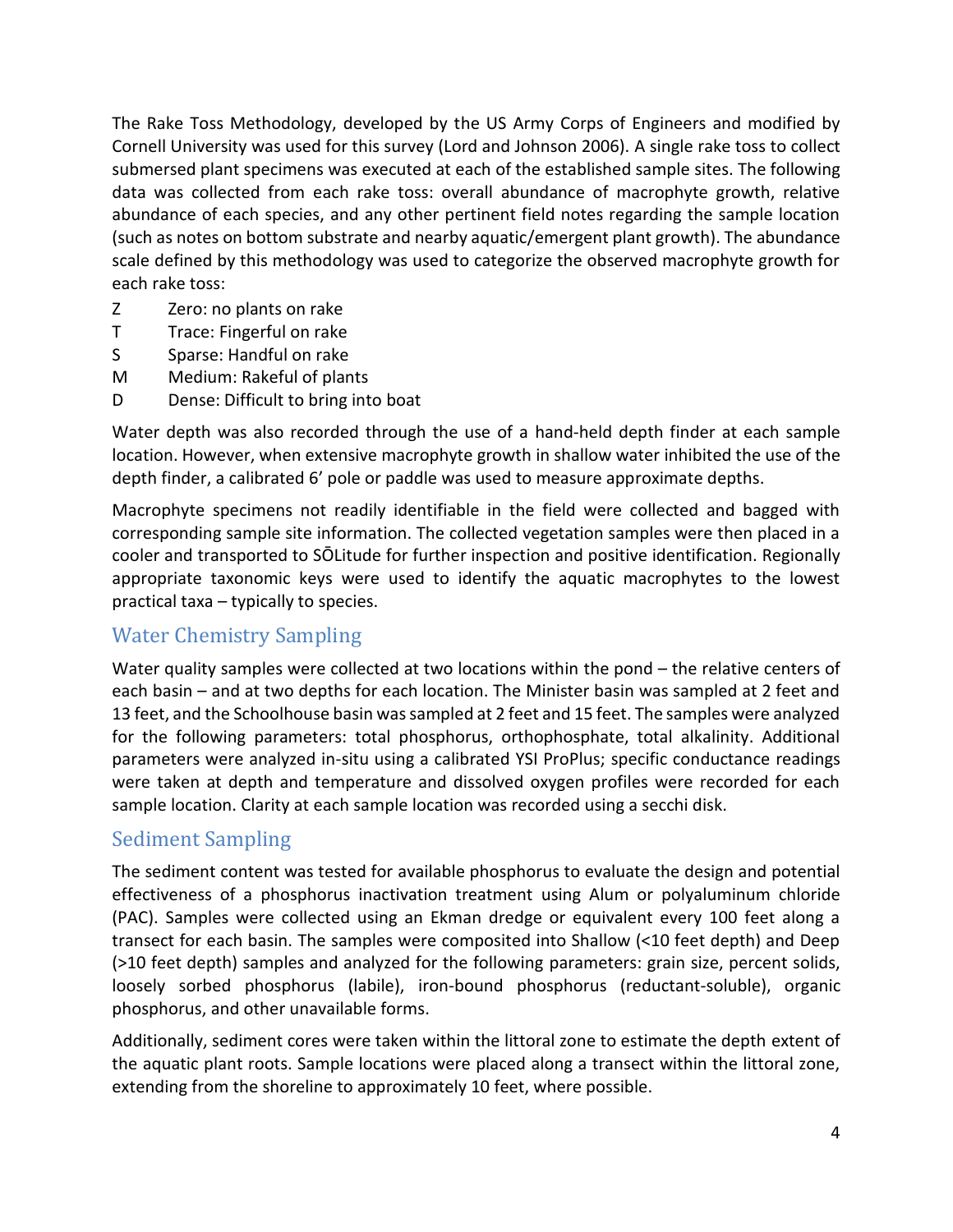The Rake Toss Methodology, developed by the US Army Corps of Engineers and modified by Cornell University was used for this survey (Lord and Johnson 2006). A single rake toss to collect submersed plant specimens was executed at each of the established sample sites. The following data was collected from each rake toss: overall abundance of macrophyte growth, relative abundance of each species, and any other pertinent field notes regarding the sample location (such as notes on bottom substrate and nearby aquatic/emergent plant growth). The abundance scale defined by this methodology was used to categorize the observed macrophyte growth for each rake toss:

Z Zero: no plants on rake
T Trace: Fingerful on rake
S Sparse: Handful on rake
M Medium: Rakeful of plants
D Dense: Difficult to bring into boat

Water depth was also recorded through the use of a hand-held depth finder at each sample location. However, when extensive macrophyte growth in shallow water inhibited the use of the depth finder, a calibrated 6' pole or paddle was used to measure approximate depths.

Macrophyte specimens not readily identifiable in the field were collected and bagged with corresponding sample site information. The collected vegetation samples were then placed in a cooler and transported to SŌLitude for further inspection and positive identification. Regionally appropriate taxonomic keys were used to identify the aquatic macrophytes to the lowest practical taxa – typically to species.

## Water Chemistry Sampling

Water quality samples were collected at two locations within the pond – the relative centers of each basin – and at two depths for each location. The Minister basin was sampled at 2 feet and 13 feet, and the Schoolhouse basin was sampled at 2 feet and 15 feet. The samples were analyzed for the following parameters: total phosphorus, orthophosphate, total alkalinity. Additional parameters were analyzed in-situ using a calibrated YSI ProPlus; specific conductance readings were taken at depth and temperature and dissolved oxygen profiles were recorded for each sample location. Clarity at each sample location was recorded using a secchi disk.

## Sediment Sampling

The sediment content was tested for available phosphorus to evaluate the design and potential effectiveness of a phosphorus inactivation treatment using Alum or polyaluminum chloride (PAC). Samples were collected using an Ekman dredge or equivalent every 100 feet along a transect for each basin. The samples were composited into Shallow (<10 feet depth) and Deep (>10 feet depth) samples and analyzed for the following parameters: grain size, percent solids, loosely sorbed phosphorus (labile), iron-bound phosphorus (reductant-soluble), organic phosphorus, and other unavailable forms.

Additionally, sediment cores were taken within the littoral zone to estimate the depth extent of the aquatic plant roots. Sample locations were placed along a transect within the littoral zone, extending from the shoreline to approximately 10 feet, where possible.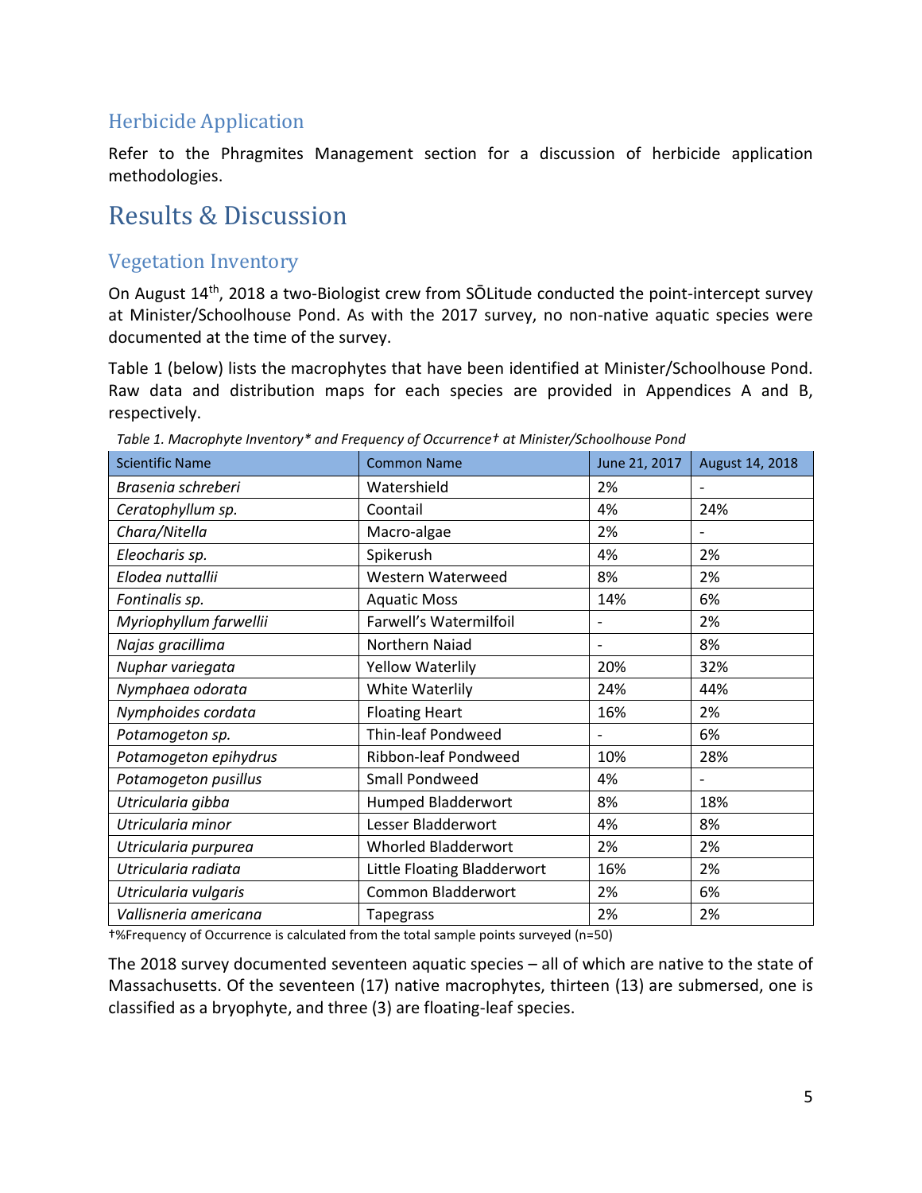## Herbicide Application

Refer to the Phragmites Management section for a discussion of herbicide application methodologies.

# Results & Discussion

## Vegetation Inventory

On August 14th, 2018 a two-Biologist crew from SŌLitude conducted the point-intercept survey at Minister/Schoolhouse Pond. As with the 2017 survey, no non-native aquatic species were documented at the time of the survey.

Table 1 (below) lists the macrophytes that have been identified at Minister/Schoolhouse Pond. Raw data and distribution maps for each species are provided in Appendices A and B, respectively.

*Table 1. Macrophyte Inventory* and Frequency of Occurrence† at Minister/Schoolhouse Pond*

| Scientific Name | Common Name | June 21, 2017 | August 14, 2018 |
|---|---|---|---|
| *Brasenia schreberi* | Watershield | 2% | - |
| *Ceratophyllum sp.* | Coontail | 4% | 24% |
| *Chara/Nitella* | Macro-algae | 2% | - |
| *Eleocharis sp.* | Spikerush | 4% | 2% |
| *Elodea nuttallii* | Western Waterweed | 8% | 2% |
| *Fontinalis sp.* | Aquatic Moss | 14% | 6% |
| *Myriophyllum farwellii* | Farwell's Watermilfoil | - | 2% |
| *Najas gracillima* | Northern Naiad | - | 8% |
| *Nuphar variegata* | Yellow Waterlily | 20% | 32% |
| *Nymphaea odorata* | White Waterlily | 24% | 44% |
| *Nymphoides cordata* | Floating Heart | 16% | 2% |
| *Potamogeton sp.* | Thin-leaf Pondweed | - | 6% |
| *Potamogeton epihydrus* | Ribbon-leaf Pondweed | 10% | 28% |
| *Potamogeton pusillus* | Small Pondweed | 4% | - |
| *Utricularia gibba* | Humped Bladderwort | 8% | 18% |
| *Utricularia minor* | Lesser Bladderwort | 4% | 8% |
| *Utricularia purpurea* | Whorled Bladderwort | 2% | 2% |
| *Utricularia radiata* | Little Floating Bladderwort | 16% | 2% |
| *Utricularia vulgaris* | Common Bladderwort | 2% | 6% |
| *Vallisneria americana* | Tapegrass | 2% | 2% |

†%Frequency of Occurrence is calculated from the total sample points surveyed (n=50)

The 2018 survey documented seventeen aquatic species – all of which are native to the state of Massachusetts. Of the seventeen (17) native macrophytes, thirteen (13) are submersed, one is classified as a bryophyte, and three (3) are floating-leaf species.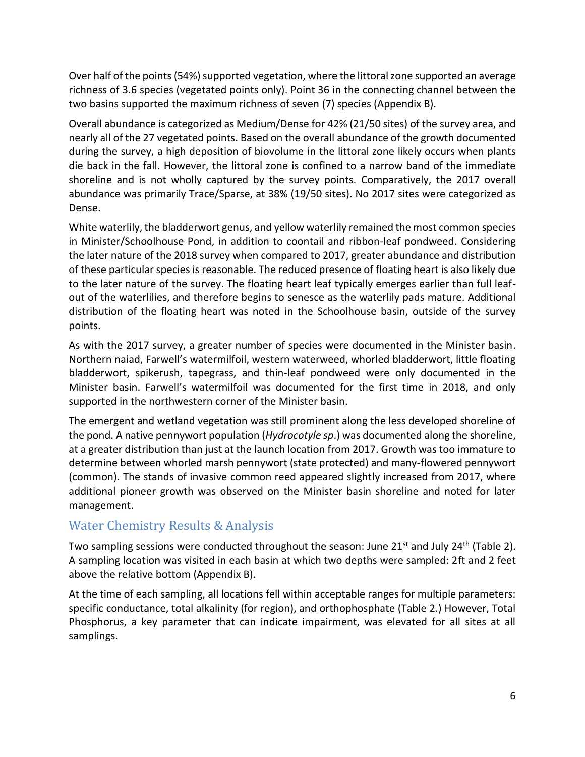Over half of the points (54%) supported vegetation, where the littoral zone supported an average richness of 3.6 species (vegetated points only). Point 36 in the connecting channel between the two basins supported the maximum richness of seven (7) species (Appendix B).

Overall abundance is categorized as Medium/Dense for 42% (21/50 sites) of the survey area, and nearly all of the 27 vegetated points. Based on the overall abundance of the growth documented during the survey, a high deposition of biovolume in the littoral zone likely occurs when plants die back in the fall. However, the littoral zone is confined to a narrow band of the immediate shoreline and is not wholly captured by the survey points. Comparatively, the 2017 overall abundance was primarily Trace/Sparse, at 38% (19/50 sites). No 2017 sites were categorized as Dense.

White waterlily, the bladderwort genus, and yellow waterlily remained the most common species in Minister/Schoolhouse Pond, in addition to coontail and ribbon-leaf pondweed. Considering the later nature of the 2018 survey when compared to 2017, greater abundance and distribution of these particular species is reasonable. The reduced presence of floating heart is also likely due to the later nature of the survey. The floating heart leaf typically emerges earlier than full leaf-out of the waterlilies, and therefore begins to senesce as the waterlily pads mature. Additional distribution of the floating heart was noted in the Schoolhouse basin, outside of the survey points.

As with the 2017 survey, a greater number of species were documented in the Minister basin. Northern naiad, Farwell's watermilfoil, western waterweed, whorled bladderwort, little floating bladderwort, spikerush, tapegrass, and thin-leaf pondweed were only documented in the Minister basin. Farwell's watermilfoil was documented for the first time in 2018, and only supported in the northwestern corner of the Minister basin.

The emergent and wetland vegetation was still prominent along the less developed shoreline of the pond. A native pennywort population (*Hydrocotyle sp*.) was documented along the shoreline, at a greater distribution than just at the launch location from 2017. Growth was too immature to determine between whorled marsh pennywort (state protected) and many-flowered pennywort (common). The stands of invasive common reed appeared slightly increased from 2017, where additional pioneer growth was observed on the Minister basin shoreline and noted for later management.

## Water Chemistry Results & Analysis

Two sampling sessions were conducted throughout the season: June 21st and July 24th (Table 2). A sampling location was visited in each basin at which two depths were sampled: 2ft and 2 feet above the relative bottom (Appendix B).

At the time of each sampling, all locations fell within acceptable ranges for multiple parameters: specific conductance, total alkalinity (for region), and orthophosphate (Table 2.) However, Total Phosphorus, a key parameter that can indicate impairment, was elevated for all sites at all samplings.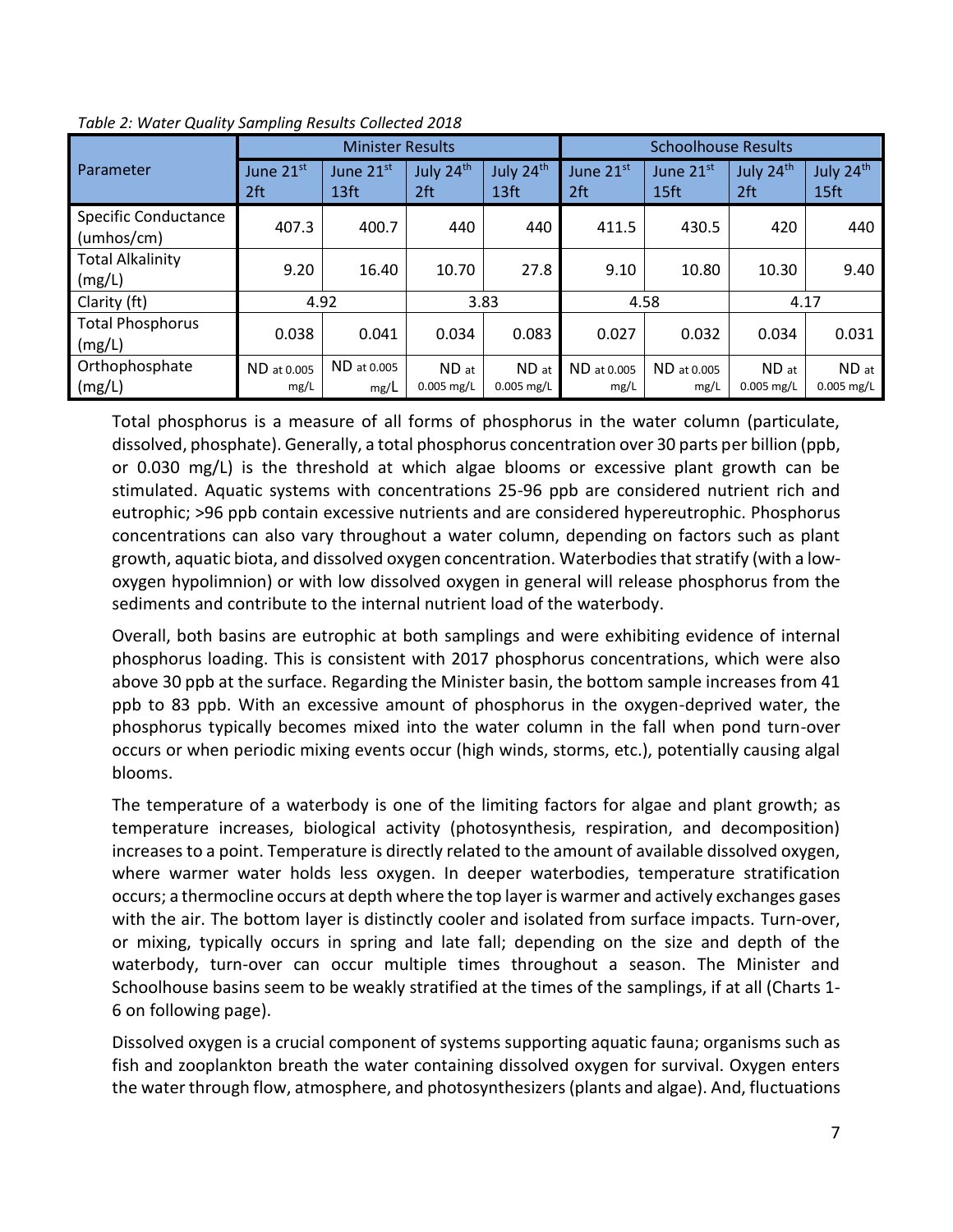*Table 2: Water Quality Sampling Results Collected 2018*

| Parameter | Minister Results | | | | Schoolhouse Results | | | |
|---|---|---|---|---|---|---|---|---|
| | June 21st 2ft | June 21st 13ft | July 24th 2ft | July 24th 13ft | June 21st 2ft | June 21st 15ft | July 24th 2ft | July 24th 15ft |
| Specific Conductance (umhos/cm) | 407.3 | 400.7 | 440 | 440 | 411.5 | 430.5 | 420 | 440 |
| Total Alkalinity (mg/L) | 9.20 | 16.40 | 10.70 | 27.8 | 9.10 | 10.80 | 10.30 | 9.40 |
| Clarity (ft) | 4.92 | | 3.83 | | 4.58 | | 4.17 | |
| Total Phosphorus (mg/L) | 0.038 | 0.041 | 0.034 | 0.083 | 0.027 | 0.032 | 0.034 | 0.031 |
| Orthophosphate (mg/L) | ND at 0.005 mg/L | ND at 0.005 mg/L | ND at 0.005 mg/L | ND at 0.005 mg/L | ND at 0.005 mg/L | ND at 0.005 mg/L | ND at 0.005 mg/L | ND at 0.005 mg/L |

Total phosphorus is a measure of all forms of phosphorus in the water column (particulate, dissolved, phosphate). Generally, a total phosphorus concentration over 30 parts per billion (ppb, or 0.030 mg/L) is the threshold at which algae blooms or excessive plant growth can be stimulated. Aquatic systems with concentrations 25-96 ppb are considered nutrient rich and eutrophic; >96 ppb contain excessive nutrients and are considered hypereutrophic. Phosphorus concentrations can also vary throughout a water column, depending on factors such as plant growth, aquatic biota, and dissolved oxygen concentration. Waterbodies that stratify (with a low-oxygen hypolimnion) or with low dissolved oxygen in general will release phosphorus from the sediments and contribute to the internal nutrient load of the waterbody.

Overall, both basins are eutrophic at both samplings and were exhibiting evidence of internal phosphorus loading. This is consistent with 2017 phosphorus concentrations, which were also above 30 ppb at the surface. Regarding the Minister basin, the bottom sample increases from 41 ppb to 83 ppb. With an excessive amount of phosphorus in the oxygen-deprived water, the phosphorus typically becomes mixed into the water column in the fall when pond turn-over occurs or when periodic mixing events occur (high winds, storms, etc.), potentially causing algal blooms.

The temperature of a waterbody is one of the limiting factors for algae and plant growth; as temperature increases, biological activity (photosynthesis, respiration, and decomposition) increases to a point. Temperature is directly related to the amount of available dissolved oxygen, where warmer water holds less oxygen. In deeper waterbodies, temperature stratification occurs; a thermocline occurs at depth where the top layer is warmer and actively exchanges gases with the air. The bottom layer is distinctly cooler and isolated from surface impacts. Turn-over, or mixing, typically occurs in spring and late fall; depending on the size and depth of the waterbody, turn-over can occur multiple times throughout a season. The Minister and Schoolhouse basins seem to be weakly stratified at the times of the samplings, if at all (Charts 1-6 on following page).

Dissolved oxygen is a crucial component of systems supporting aquatic fauna; organisms such as fish and zooplankton breath the water containing dissolved oxygen for survival. Oxygen enters the water through flow, atmosphere, and photosynthesizers (plants and algae). And, fluctuations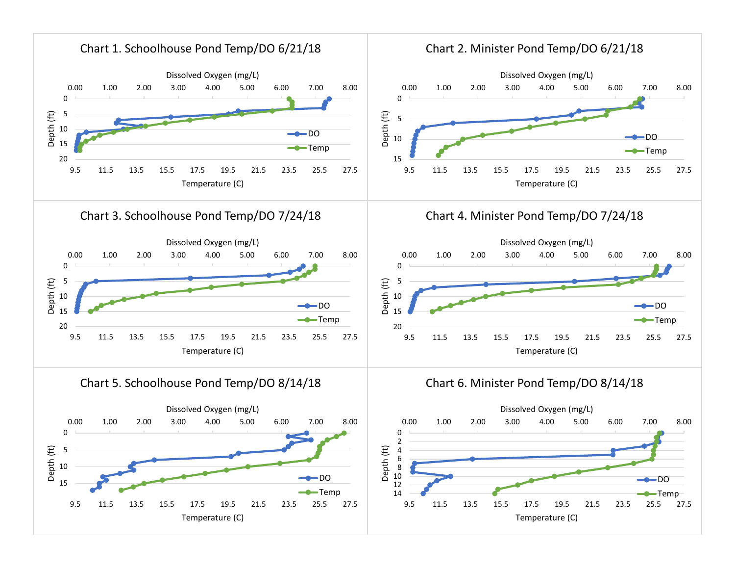Chart 1. Schoolhouse Pond Temp/DO 6/21/18

Chart 2. Minister Pond Temp/DO 6/21/18

Chart 3. Schoolhouse Pond Temp/DO 7/24/18

Chart 4. Minister Pond Temp/DO 7/24/18

Chart 5. Schoolhouse Pond Temp/DO 8/14/18

Chart 6. Minister Pond Temp/DO 8/14/18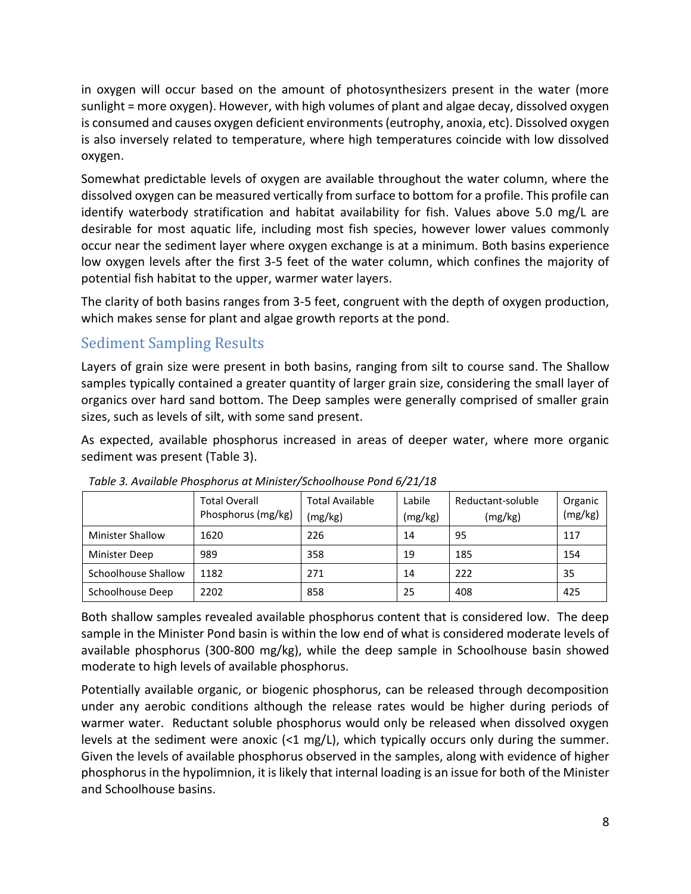in oxygen will occur based on the amount of photosynthesizers present in the water (more sunlight = more oxygen). However, with high volumes of plant and algae decay, dissolved oxygen is consumed and causes oxygen deficient environments (eutrophy, anoxia, etc). Dissolved oxygen is also inversely related to temperature, where high temperatures coincide with low dissolved oxygen.

Somewhat predictable levels of oxygen are available throughout the water column, where the dissolved oxygen can be measured vertically from surface to bottom for a profile. This profile can identify waterbody stratification and habitat availability for fish. Values above 5.0 mg/L are desirable for most aquatic life, including most fish species, however lower values commonly occur near the sediment layer where oxygen exchange is at a minimum. Both basins experience low oxygen levels after the first 3-5 feet of the water column, which confines the majority of potential fish habitat to the upper, warmer water layers.

The clarity of both basins ranges from 3-5 feet, congruent with the depth of oxygen production, which makes sense for plant and algae growth reports at the pond.

## Sediment Sampling Results

Layers of grain size were present in both basins, ranging from silt to course sand. The Shallow samples typically contained a greater quantity of larger grain size, considering the small layer of organics over hard sand bottom. The Deep samples were generally comprised of smaller grain sizes, such as levels of silt, with some sand present.

As expected, available phosphorus increased in areas of deeper water, where more organic sediment was present (Table 3).

*Table 3. Available Phosphorus at Minister/Schoolhouse Pond 6/21/18*

| | Total Overall Phosphorus (mg/kg) | Total Available (mg/kg) | Labile (mg/kg) | Reductant-soluble (mg/kg) | Organic (mg/kg) |
|---|---|---|---|---|---|
| Minister Shallow | 1620 | 226 | 14 | 95 | 117 |
| Minister Deep | 989 | 358 | 19 | 185 | 154 |
| Schoolhouse Shallow | 1182 | 271 | 14 | 222 | 35 |
| Schoolhouse Deep | 2202 | 858 | 25 | 408 | 425 |

Both shallow samples revealed available phosphorus content that is considered low. The deep sample in the Minister Pond basin is within the low end of what is considered moderate levels of available phosphorus (300-800 mg/kg), while the deep sample in Schoolhouse basin showed moderate to high levels of available phosphorus.

Potentially available organic, or biogenic phosphorus, can be released through decomposition under any aerobic conditions although the release rates would be higher during periods of warmer water. Reductant soluble phosphorus would only be released when dissolved oxygen levels at the sediment were anoxic (<1 mg/L), which typically occurs only during the summer. Given the levels of available phosphorus observed in the samples, along with evidence of higher phosphorus in the hypolimnion, it is likely that internal loading is an issue for both of the Minister and Schoolhouse basins.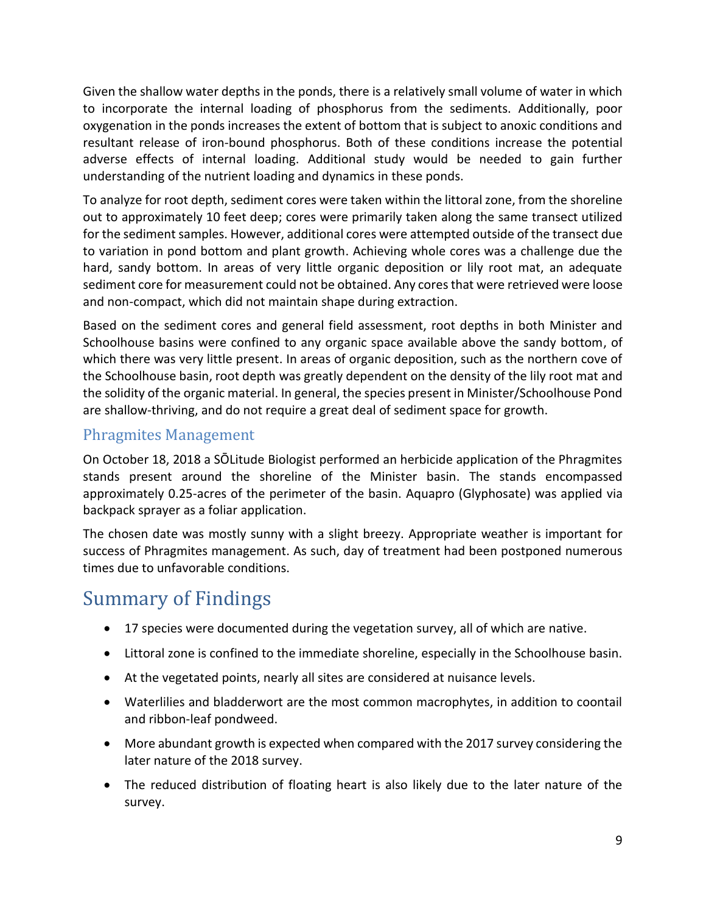Given the shallow water depths in the ponds, there is a relatively small volume of water in which to incorporate the internal loading of phosphorus from the sediments. Additionally, poor oxygenation in the ponds increases the extent of bottom that is subject to anoxic conditions and resultant release of iron-bound phosphorus. Both of these conditions increase the potential adverse effects of internal loading. Additional study would be needed to gain further understanding of the nutrient loading and dynamics in these ponds.

To analyze for root depth, sediment cores were taken within the littoral zone, from the shoreline out to approximately 10 feet deep; cores were primarily taken along the same transect utilized for the sediment samples. However, additional cores were attempted outside of the transect due to variation in pond bottom and plant growth. Achieving whole cores was a challenge due the hard, sandy bottom. In areas of very little organic deposition or lily root mat, an adequate sediment core for measurement could not be obtained. Any cores that were retrieved were loose and non-compact, which did not maintain shape during extraction.

Based on the sediment cores and general field assessment, root depths in both Minister and Schoolhouse basins were confined to any organic space available above the sandy bottom, of which there was very little present. In areas of organic deposition, such as the northern cove of the Schoolhouse basin, root depth was greatly dependent on the density of the lily root mat and the solidity of the organic material. In general, the species present in Minister/Schoolhouse Pond are shallow-thriving, and do not require a great deal of sediment space for growth.

## Phragmites Management

On October 18, 2018 a SŌLitude Biologist performed an herbicide application of the Phragmites stands present around the shoreline of the Minister basin. The stands encompassed approximately 0.25-acres of the perimeter of the basin. Aquapro (Glyphosate) was applied via backpack sprayer as a foliar application.

The chosen date was mostly sunny with a slight breezy. Appropriate weather is important for success of Phragmites management. As such, day of treatment had been postponed numerous times due to unfavorable conditions.

# Summary of Findings

- 17 species were documented during the vegetation survey, all of which are native.
- Littoral zone is confined to the immediate shoreline, especially in the Schoolhouse basin.
- At the vegetated points, nearly all sites are considered at nuisance levels.
- Waterlilies and bladderwort are the most common macrophytes, in addition to coontail and ribbon-leaf pondweed.
- More abundant growth is expected when compared with the 2017 survey considering the later nature of the 2018 survey.
- The reduced distribution of floating heart is also likely due to the later nature of the survey.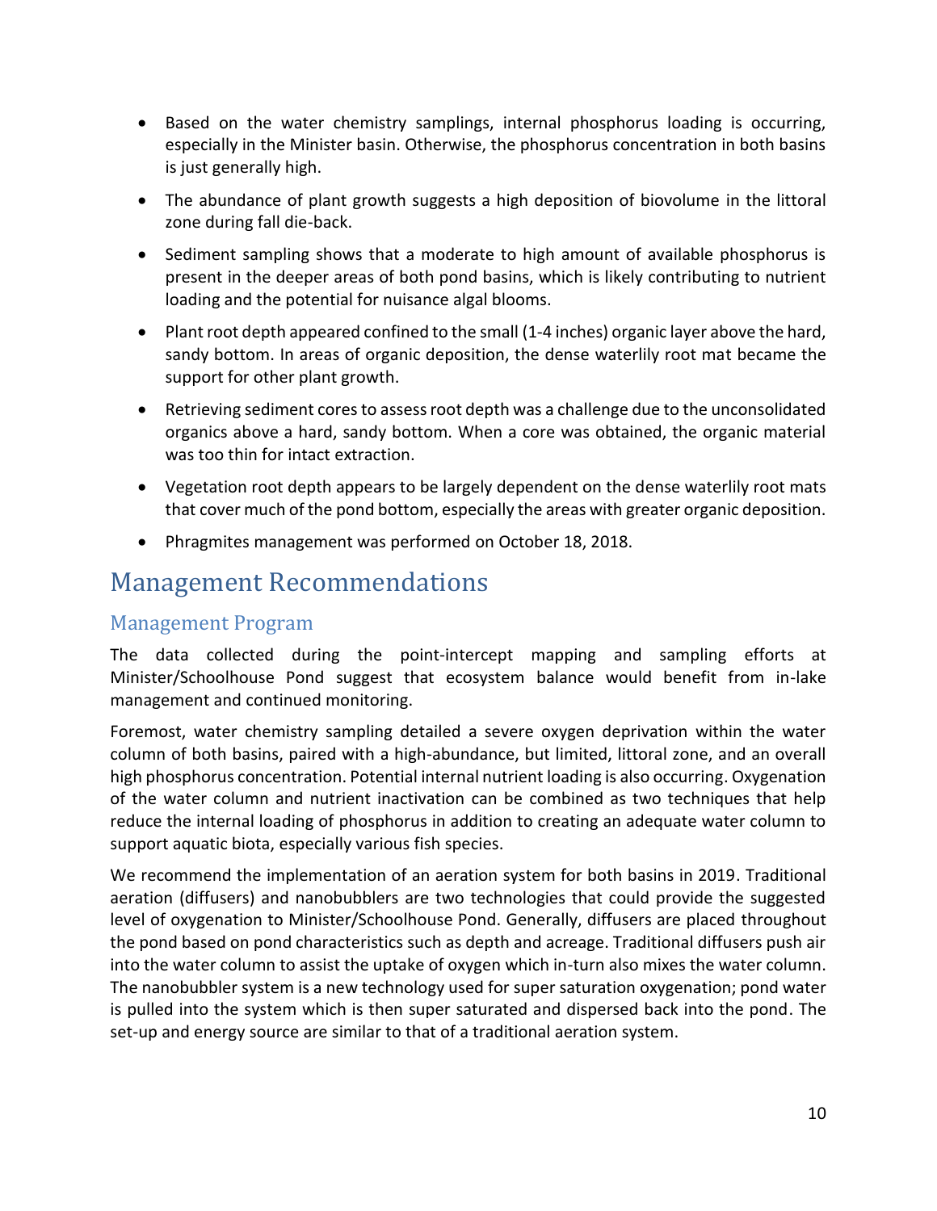- Based on the water chemistry samplings, internal phosphorus loading is occurring, especially in the Minister basin. Otherwise, the phosphorus concentration in both basins is just generally high.
- The abundance of plant growth suggests a high deposition of biovolume in the littoral zone during fall die-back.
- Sediment sampling shows that a moderate to high amount of available phosphorus is present in the deeper areas of both pond basins, which is likely contributing to nutrient loading and the potential for nuisance algal blooms.
- Plant root depth appeared confined to the small (1-4 inches) organic layer above the hard, sandy bottom. In areas of organic deposition, the dense waterlily root mat became the support for other plant growth.
- Retrieving sediment cores to assess root depth was a challenge due to the unconsolidated organics above a hard, sandy bottom. When a core was obtained, the organic material was too thin for intact extraction.
- Vegetation root depth appears to be largely dependent on the dense waterlily root mats that cover much of the pond bottom, especially the areas with greater organic deposition.
- Phragmites management was performed on October 18, 2018.

# Management Recommendations

## Management Program

The data collected during the point-intercept mapping and sampling efforts at Minister/Schoolhouse Pond suggest that ecosystem balance would benefit from in-lake management and continued monitoring.

Foremost, water chemistry sampling detailed a severe oxygen deprivation within the water column of both basins, paired with a high-abundance, but limited, littoral zone, and an overall high phosphorus concentration. Potential internal nutrient loading is also occurring. Oxygenation of the water column and nutrient inactivation can be combined as two techniques that help reduce the internal loading of phosphorus in addition to creating an adequate water column to support aquatic biota, especially various fish species.

We recommend the implementation of an aeration system for both basins in 2019. Traditional aeration (diffusers) and nanobubblers are two technologies that could provide the suggested level of oxygenation to Minister/Schoolhouse Pond. Generally, diffusers are placed throughout the pond based on pond characteristics such as depth and acreage. Traditional diffusers push air into the water column to assist the uptake of oxygen which in-turn also mixes the water column. The nanobubbler system is a new technology used for super saturation oxygenation; pond water is pulled into the system which is then super saturated and dispersed back into the pond. The set-up and energy source are similar to that of a traditional aeration system.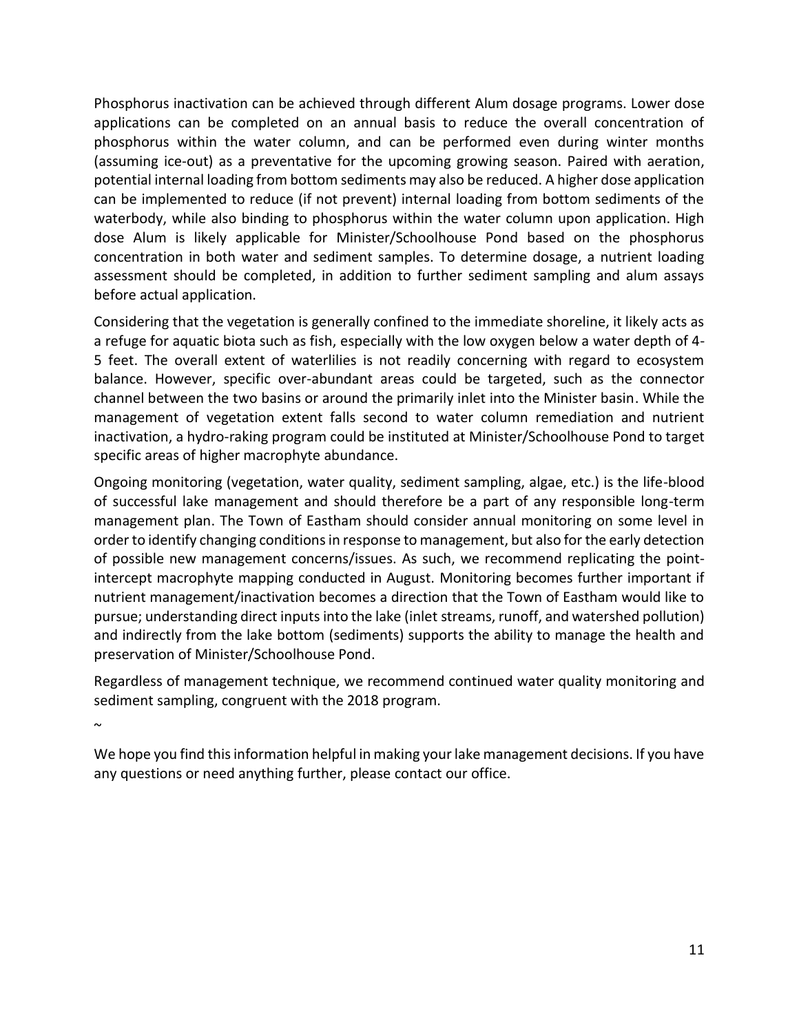Phosphorus inactivation can be achieved through different Alum dosage programs. Lower dose applications can be completed on an annual basis to reduce the overall concentration of phosphorus within the water column, and can be performed even during winter months (assuming ice-out) as a preventative for the upcoming growing season. Paired with aeration, potential internal loading from bottom sediments may also be reduced. A higher dose application can be implemented to reduce (if not prevent) internal loading from bottom sediments of the waterbody, while also binding to phosphorus within the water column upon application. High dose Alum is likely applicable for Minister/Schoolhouse Pond based on the phosphorus concentration in both water and sediment samples. To determine dosage, a nutrient loading assessment should be completed, in addition to further sediment sampling and alum assays before actual application.

Considering that the vegetation is generally confined to the immediate shoreline, it likely acts as a refuge for aquatic biota such as fish, especially with the low oxygen below a water depth of 4-5 feet. The overall extent of waterlilies is not readily concerning with regard to ecosystem balance. However, specific over-abundant areas could be targeted, such as the connector channel between the two basins or around the primarily inlet into the Minister basin. While the management of vegetation extent falls second to water column remediation and nutrient inactivation, a hydro-raking program could be instituted at Minister/Schoolhouse Pond to target specific areas of higher macrophyte abundance.

Ongoing monitoring (vegetation, water quality, sediment sampling, algae, etc.) is the life-blood of successful lake management and should therefore be a part of any responsible long-term management plan. The Town of Eastham should consider annual monitoring on some level in order to identify changing conditions in response to management, but also for the early detection of possible new management concerns/issues. As such, we recommend replicating the point-intercept macrophyte mapping conducted in August. Monitoring becomes further important if nutrient management/inactivation becomes a direction that the Town of Eastham would like to pursue; understanding direct inputs into the lake (inlet streams, runoff, and watershed pollution) and indirectly from the lake bottom (sediments) supports the ability to manage the health and preservation of Minister/Schoolhouse Pond.

Regardless of management technique, we recommend continued water quality monitoring and sediment sampling, congruent with the 2018 program.

~

We hope you find this information helpful in making your lake management decisions. If you have any questions or need anything further, please contact our office.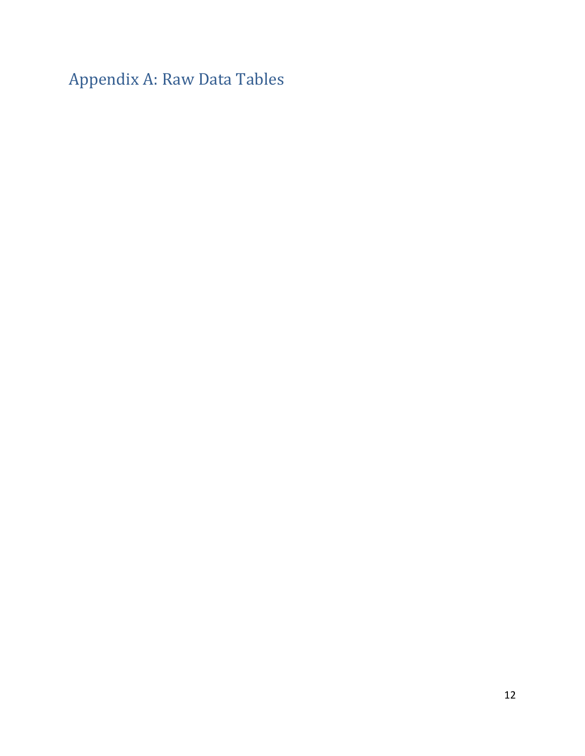# Appendix A: Raw Data Tables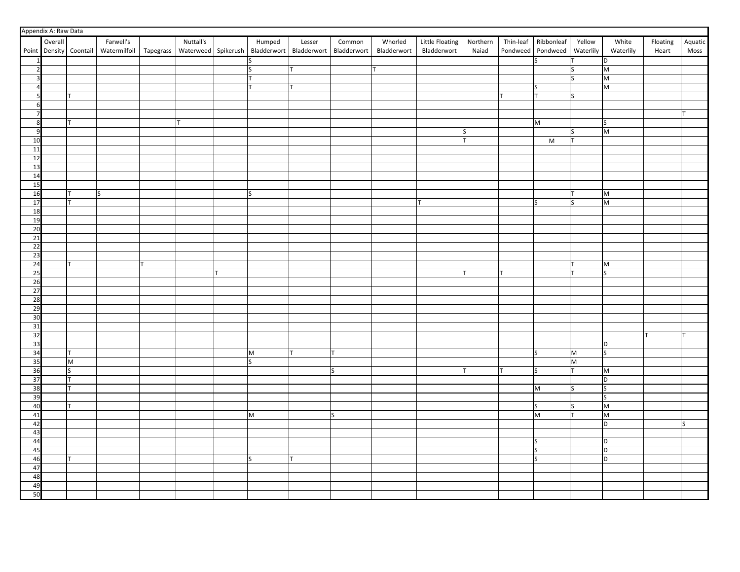Appendix A: Raw Data

| Point | Overall Density | Coontail | Farwell's Watermilfoil | Tapegrass | Nuttall's Waterweed | Spikerush | Humped Bladderwort | Lesser Bladderwort | Common Bladderwort | Whorled Bladderwort | Little Floating Bladderwort | Northern Naiad | Thin-leaf Pondweed | Ribbonleaf Pondweed | Yellow Waterlily | White Waterlily | Floating Heart | Aquatic Moss |
|---|---|---|---|---|---|---|---|---|---|---|---|---|---|---|---|---|---|---|
| 1 | | | | | | | S | | | | | | | S | T | D | | |
| 2 | | | | | | | S | T | | T | | | | | S | M | | |
| 3 | | | | | | | T | | | | | | | | S | M | | |
| 4 | | | | | | | T | T | | | | | | S | | M | | |
| 5 | | T | | | | | | | | | | | T | T | S | | | |
| 6 | | | | | | | | | | | | | | | | | | |
| 7 | | | | | | | | | | | | | | | | | | T |
| 8 | | T | | | T | | | | | | | | | M | | S | | |
| 9 | | | | | | | | | | | | S | | | S | M | | |
| 10 | | | | | | | | | | | | T | | M | T | | | |
| 11 | | | | | | | | | | | | | | | | | | |
| 12 | | | | | | | | | | | | | | | | | | |
| 13 | | | | | | | | | | | | | | | | | | |
| 14 | | | | | | | | | | | | | | | | | | |
| 15 | | | | | | | | | | | | | | | | | | |
| 16 | | T | S | | | | S | | | | | | | | T | M | | |
| 17 | | T | | | | | | | | | T | | | S | S | M | | |
| 18 | | | | | | | | | | | | | | | | | | |
| 19 | | | | | | | | | | | | | | | | | | |
| 20 | | | | | | | | | | | | | | | | | | |
| 21 | | | | | | | | | | | | | | | | | | |
| 22 | | | | | | | | | | | | | | | | | | |
| 23 | | | | | | | | | | | | | | | | | | |
| 24 | | T | | T | | | | | | | | | | | T | M | | |
| 25 | | | | | | T | | | | | | T | T | | T | S | | |
| 26 | | | | | | | | | | | | | | | | | | |
| 27 | | | | | | | | | | | | | | | | | | |
| 28 | | | | | | | | | | | | | | | | | | |
| 29 | | | | | | | | | | | | | | | | | | |
| 30 | | | | | | | | | | | | | | | | | | |
| 31 | | | | | | | | | | | | | | | | | | |
| 32 | | | | | | | | | | | | | | | | | T | T |
| 33 | | | | | | | | | | | | | | | | D | | |
| 34 | | T | | | | | M | T | T | | | | | S | M | S | | |
| 35 | | M | | | | | S | | | | | | | | M | | | |
| 36 | | S | | | | | | | S | | | T | T | S | T | M | | |
| 37 | | T | | | | | | | | | | | | | | D | | |
| 38 | | T | | | | | | | | | | | | M | S | S | | |
| 39 | | | | | | | | | | | | | | | | S | | |
| 40 | | T | | | | | | | | | | | | S | S | M | | |
| 41 | | | | | | | M | | S | | | | | M | T | M | | |
| 42 | | | | | | | | | | | | | | | | D | | S |
| 43 | | | | | | | | | | | | | | | | | | |
| 44 | | | | | | | | | | | | | | S | | D | | |
| 45 | | | | | | | | | | | | | | S | | D | | |
| 46 | | T | | | | | S | T | | | | | | S | | D | | |
| 47 | | | | | | | | | | | | | | | | | | |
| 48 | | | | | | | | | | | | | | | | | | |
| 49 | | | | | | | | | | | | | | | | | | |
| 50 | | | | | | | | | | | | | | | | | | |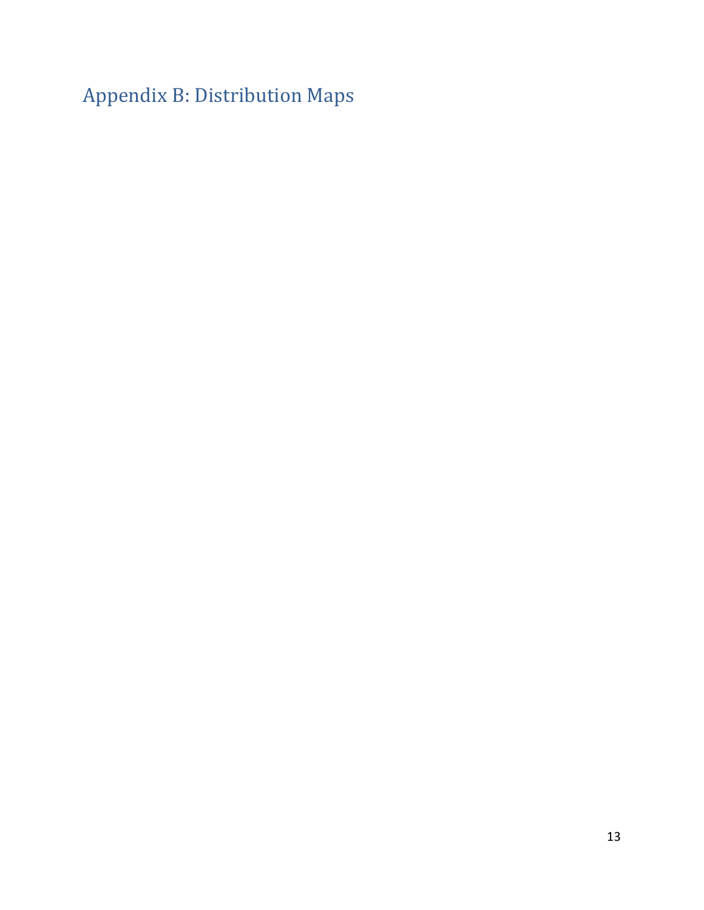# Appendix B: Distribution Maps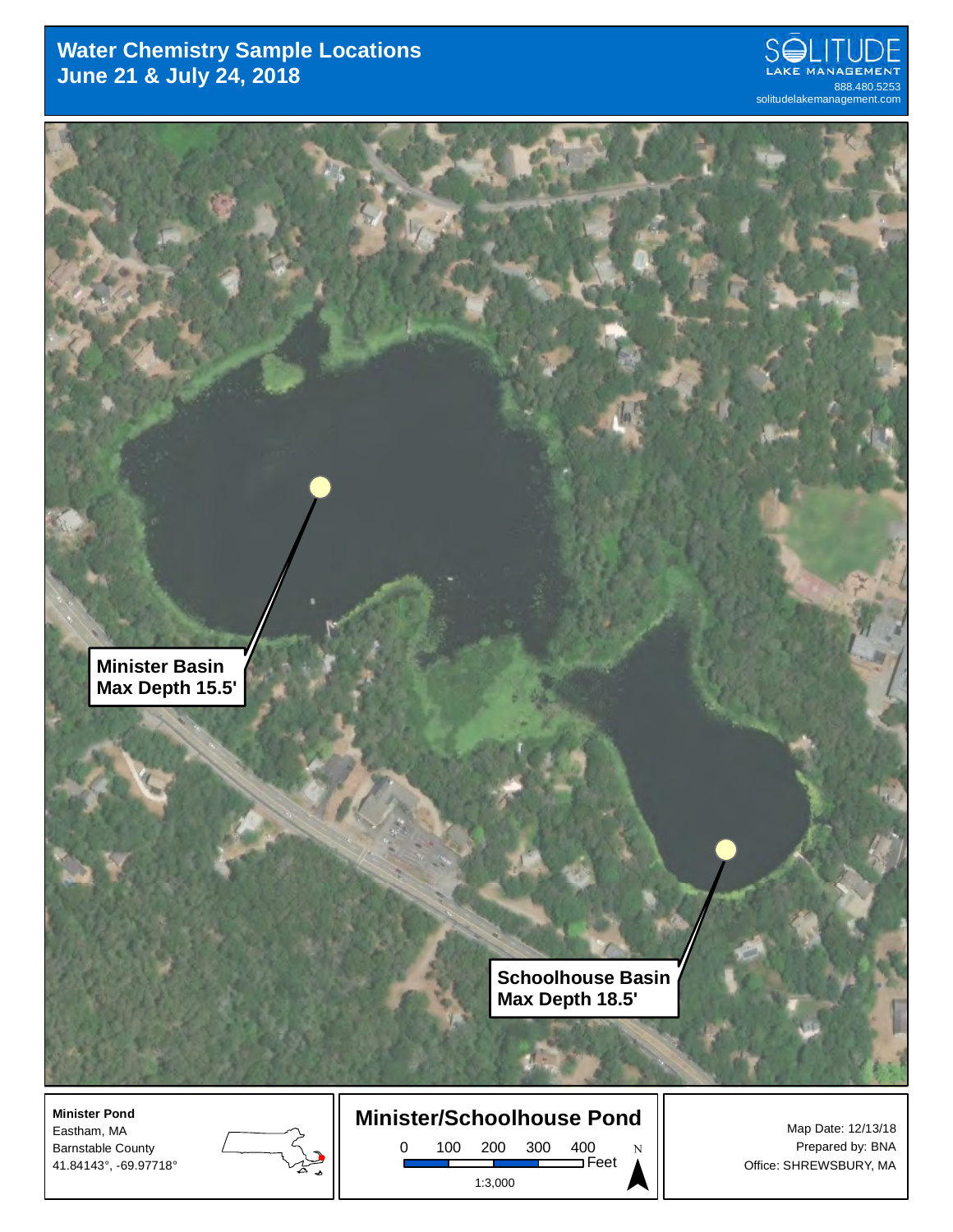# Water Chemistry Sample Locations
## June 21 & July 24, 2018

SOLITUDE LAKE MANAGEMENT
888.480.5253
solitudelakemanagement.com

**Minister Basin**
**Max Depth 15.5'**

**Schoolhouse Basin**
**Max Depth 18.5'**

**Minister Pond**
Eastham, MA
Barnstable County
41.84143°, -69.97718°

**Minister/Schoolhouse Pond**

0 100 200 300 400 Feet

1:3,000

N

Map Date: 12/13/18
Prepared by: BNA
Office: SHREWSBURY, MA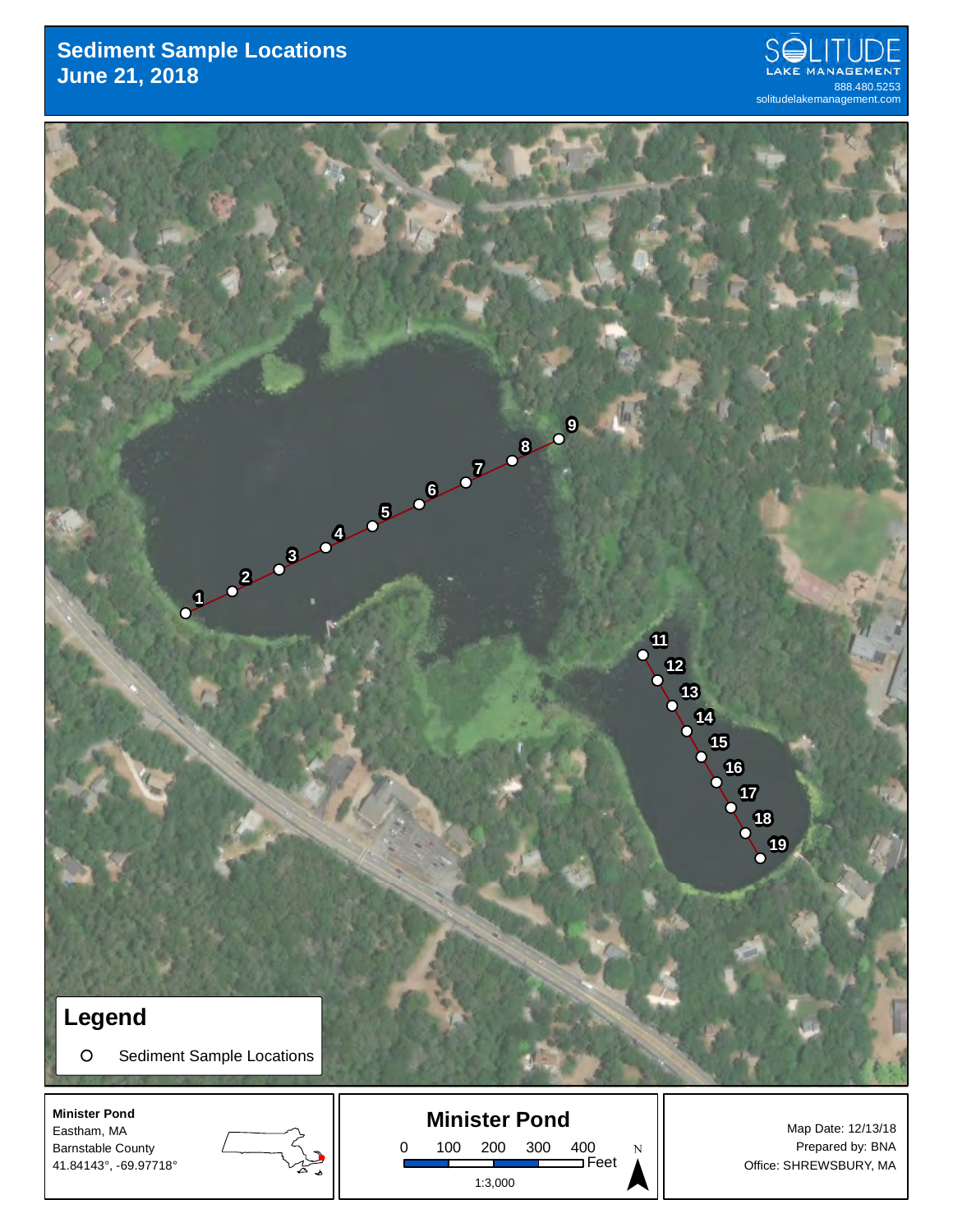# Sediment Sample Locations
## June 21, 2018

SOLITUDE LAKE MANAGEMENT
888.480.5253
solitudelakemanagement.com

1 2 3 4 5 6 7 8 9

11 12 13 14 15 16 17 18 19

**Legend**

O Sediment Sample Locations

**Minister Pond**
Eastham, MA
Barnstable County
41.84143°, -69.97718°

**Minister Pond**

0 100 200 300 400 Feet

1:3,000

N

Map Date: 12/13/18
Prepared by: BNA
Office: SHREWSBURY, MA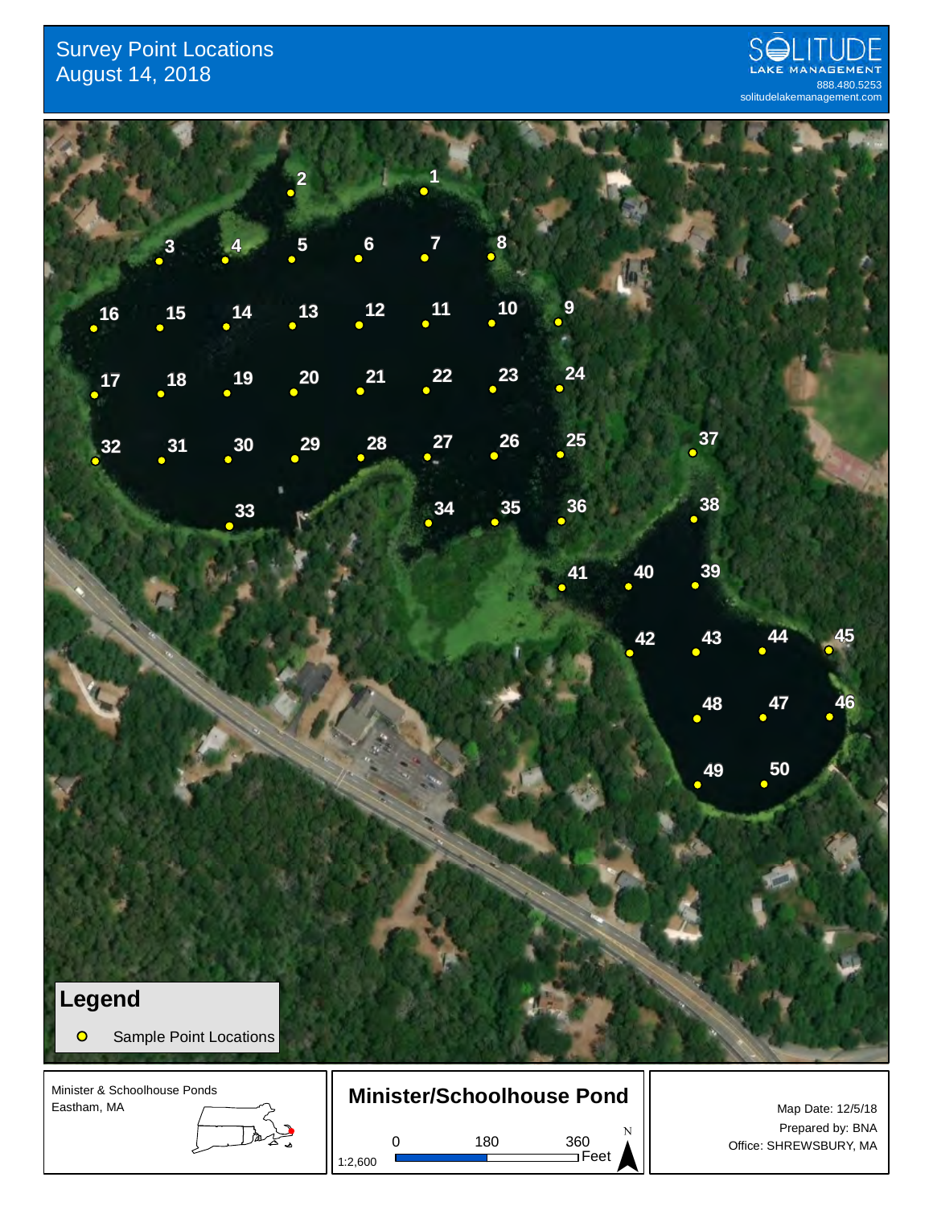# Survey Point Locations
August 14, 2018

SOLITUDE LAKE MANAGEMENT
888.480.5253
solitudelakemanagement.com

**Legend**

Sample Point Locations

Minister & Schoolhouse Ponds
Eastham, MA

**Minister/Schoolhouse Pond**

1:2,600

0 180 360 Feet

N

Map Date: 12/5/18
Prepared by: BNA
Office: SHREWSBURY, MA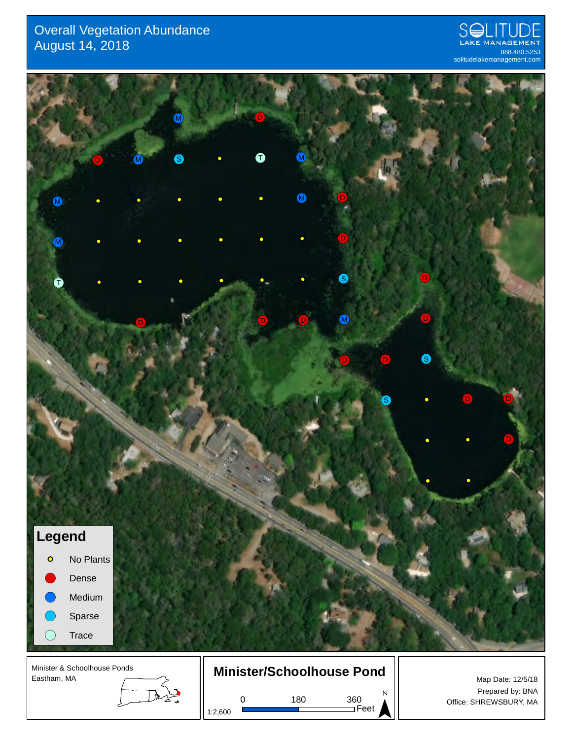# Overall Vegetation Abundance
## August 14, 2018

SOLITUDE LAKE MANAGEMENT
888.480.5253
solitudelakemanagement.com

**Legend**

- No Plants
- Dense
- Medium
- Sparse
- Trace

Minister & Schoolhouse Ponds
Eastham, MA

**Minister/Schoolhouse Pond**

0 180 360 Feet

1:2,600

N

Map Date: 12/5/18
Prepared by: BNA
Office: SHREWSBURY, MA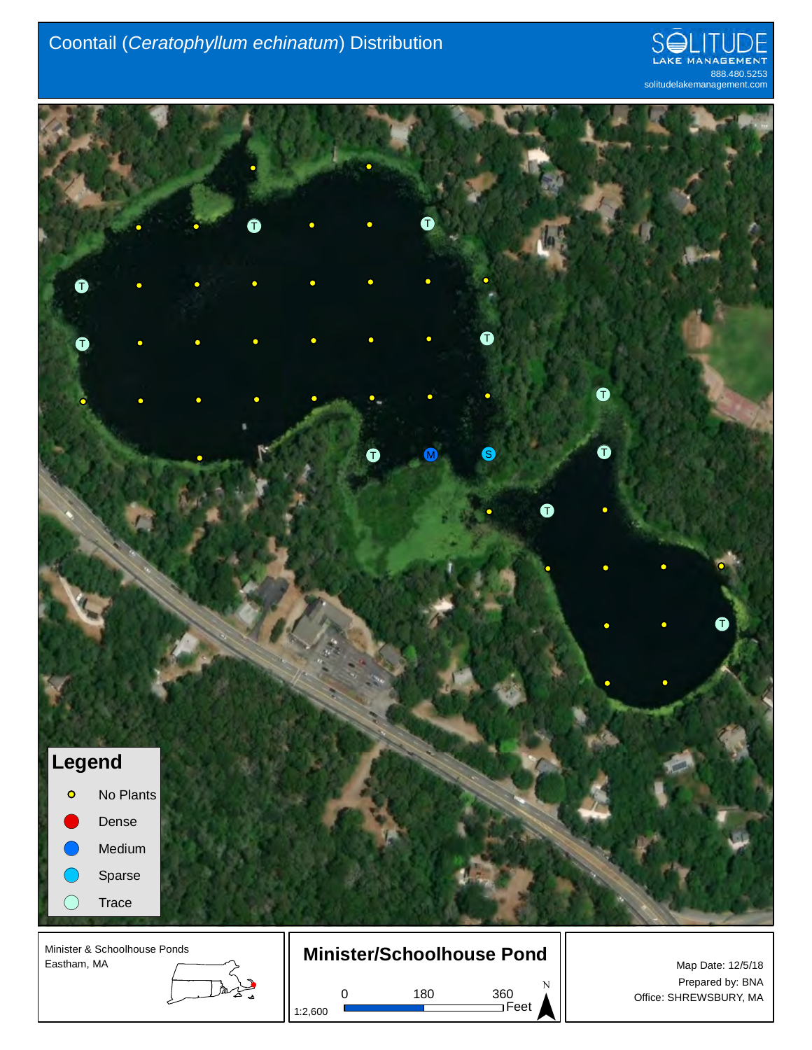# Coontail (*Ceratophyllum echinatum*) Distribution

SOLITUDE LAKE MANAGEMENT
888.480.5253
solitudelakemanagement.com

**Legend**

- No Plants
- Dense
- Medium
- Sparse
- Trace

Minister & Schoolhouse Ponds
Eastham, MA

**Minister/Schoolhouse Pond**

1:2,600

0 180 360 Feet

N

Map Date: 12/5/18
Prepared by: BNA
Office: SHREWSBURY, MA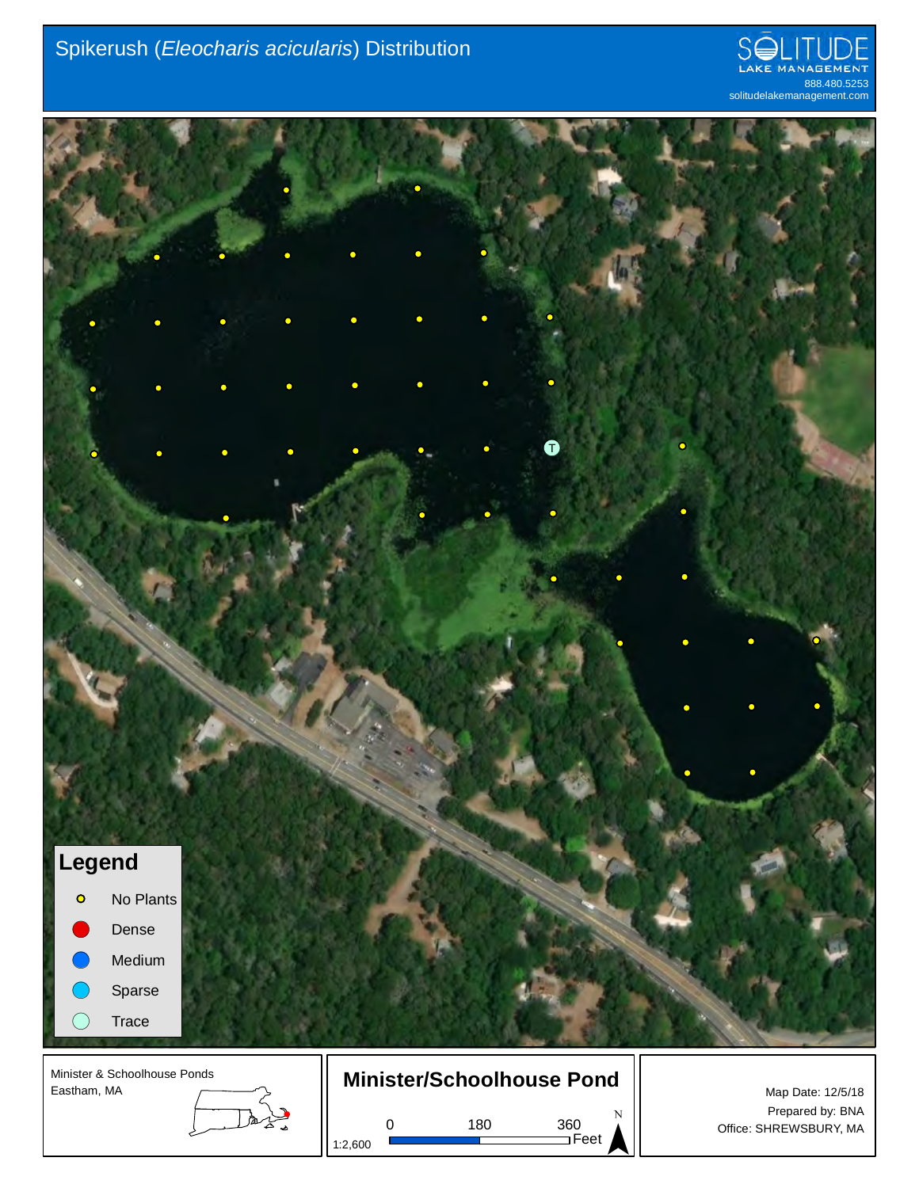# Spikerush (*Eleocharis acicularis*) Distribution

SOLITUDE LAKE MANAGEMENT
888.480.5253
solitudelakemanagement.com

**Legend**

- No Plants
- Dense
- Medium
- Sparse
- Trace

Minister & Schoolhouse Ponds
Eastham, MA

**Minister/Schoolhouse Pond**

1:2,600

0 180 360 Feet

N

Map Date: 12/5/18
Prepared by: BNA
Office: SHREWSBURY, MA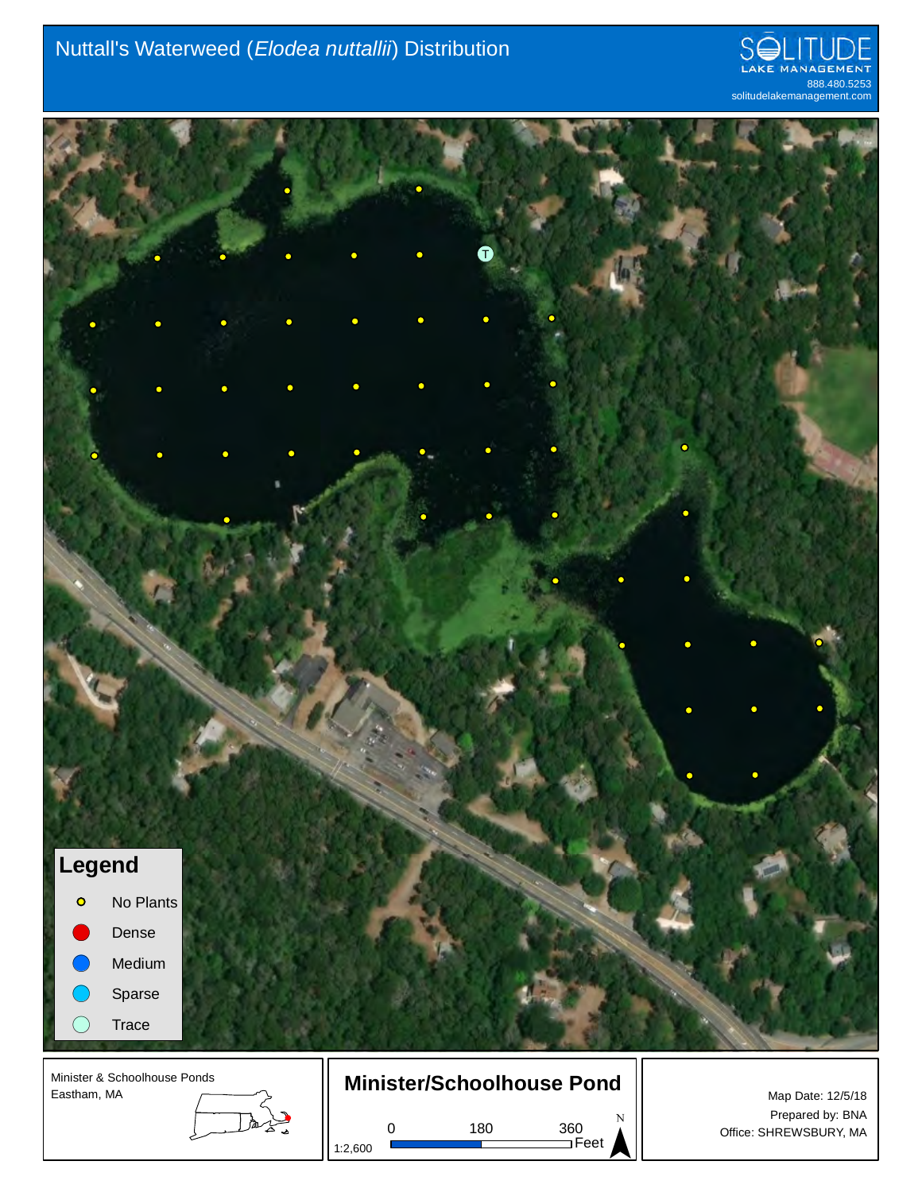# Nuttall's Waterweed (*Elodea nuttallii*) Distribution

SOLITUDE LAKE MANAGEMENT
888.480.5253
solitudelakemanagement.com

**Legend**

- No Plants
- Dense
- Medium
- Sparse
- Trace

Minister & Schoolhouse Ponds
Eastham, MA

**Minister/Schoolhouse Pond**

1:2,600

0 180 360 Feet

N

Map Date: 12/5/18
Prepared by: BNA
Office: SHREWSBURY, MA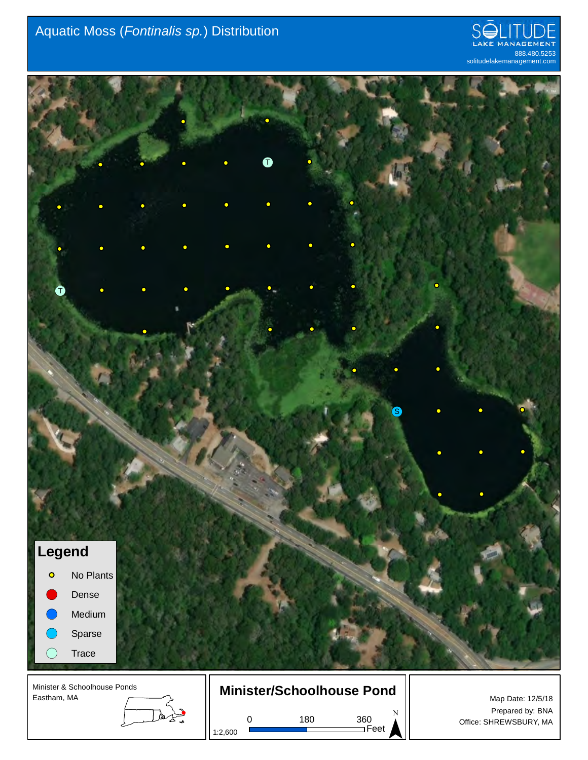# Aquatic Moss (*Fontinalis sp.*) Distribution

SOLITUDE LAKE MANAGEMENT
888.480.5253
solitudelakemanagement.com

## Legend

- No Plants
- Dense
- Medium
- Sparse
- Trace

Minister & Schoolhouse Ponds
Eastham, MA

**Minister/Schoolhouse Pond**

1:2,600

0 180 360 Feet

N

Map Date: 12/5/18
Prepared by: BNA
Office: SHREWSBURY, MA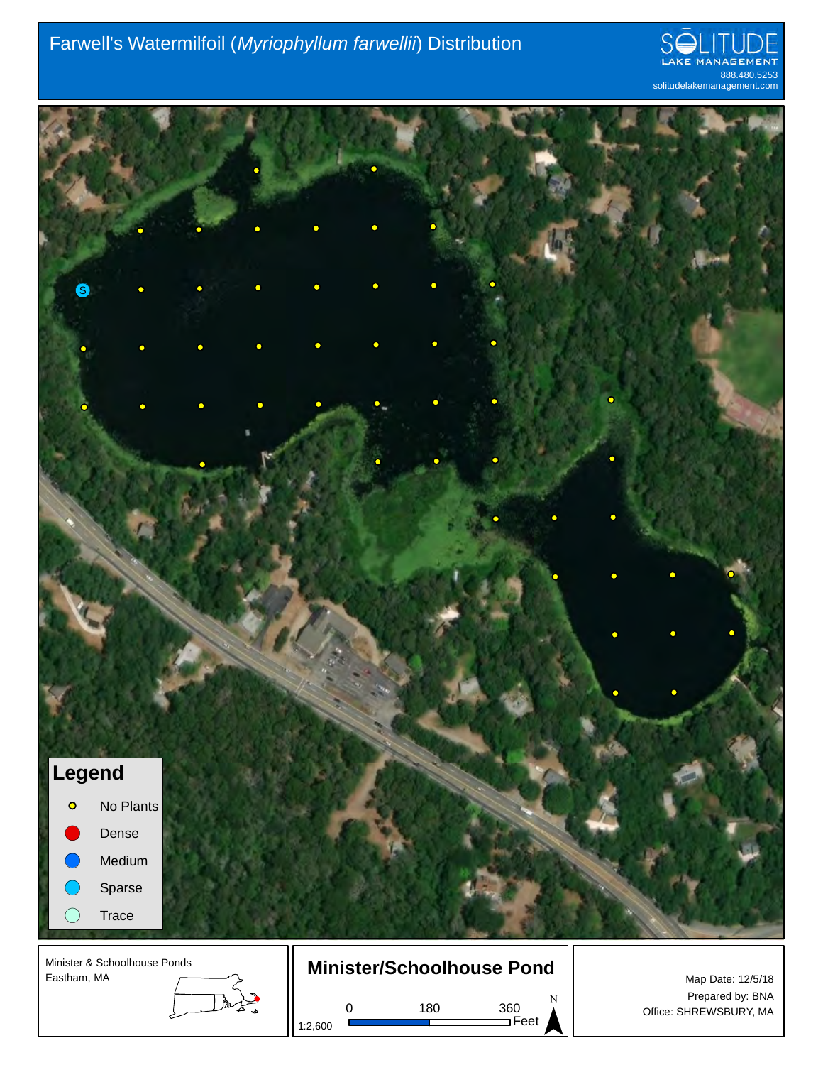# Farwell's Watermilfoil (*Myriophyllum farwellii*) Distribution

SOLITUDE LAKE MANAGEMENT
888.480.5253
solitudelakemanagement.com

**Legend**

- No Plants
- Dense
- Medium
- Sparse
- Trace

Minister & Schoolhouse Ponds
Eastham, MA

**Minister/Schoolhouse Pond**

1:2,600

0 180 360 Feet

N

Map Date: 12/5/18
Prepared by: BNA
Office: SHREWSBURY, MA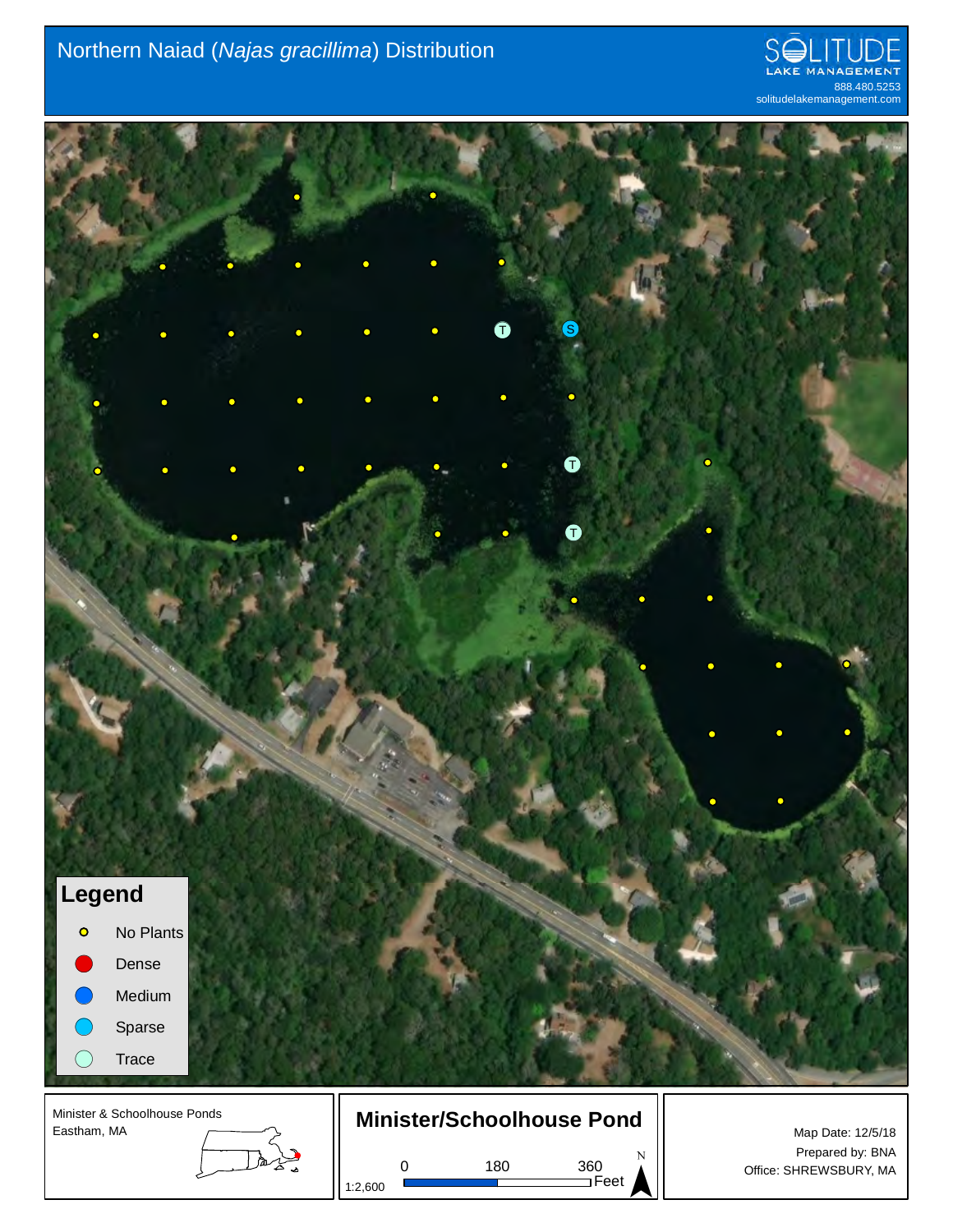# Northern Naiad (*Najas gracillima*) Distribution

SOLITUDE LAKE MANAGEMENT
888.480.5253
solitudelakemanagement.com

## Legend

- No Plants
- Dense
- Medium
- Sparse
- Trace

Minister & Schoolhouse Ponds
Eastham, MA

## Minister/Schoolhouse Pond

1:2,600

0 180 360 Feet

N

Map Date: 12/5/18
Prepared by: BNA
Office: SHREWSBURY, MA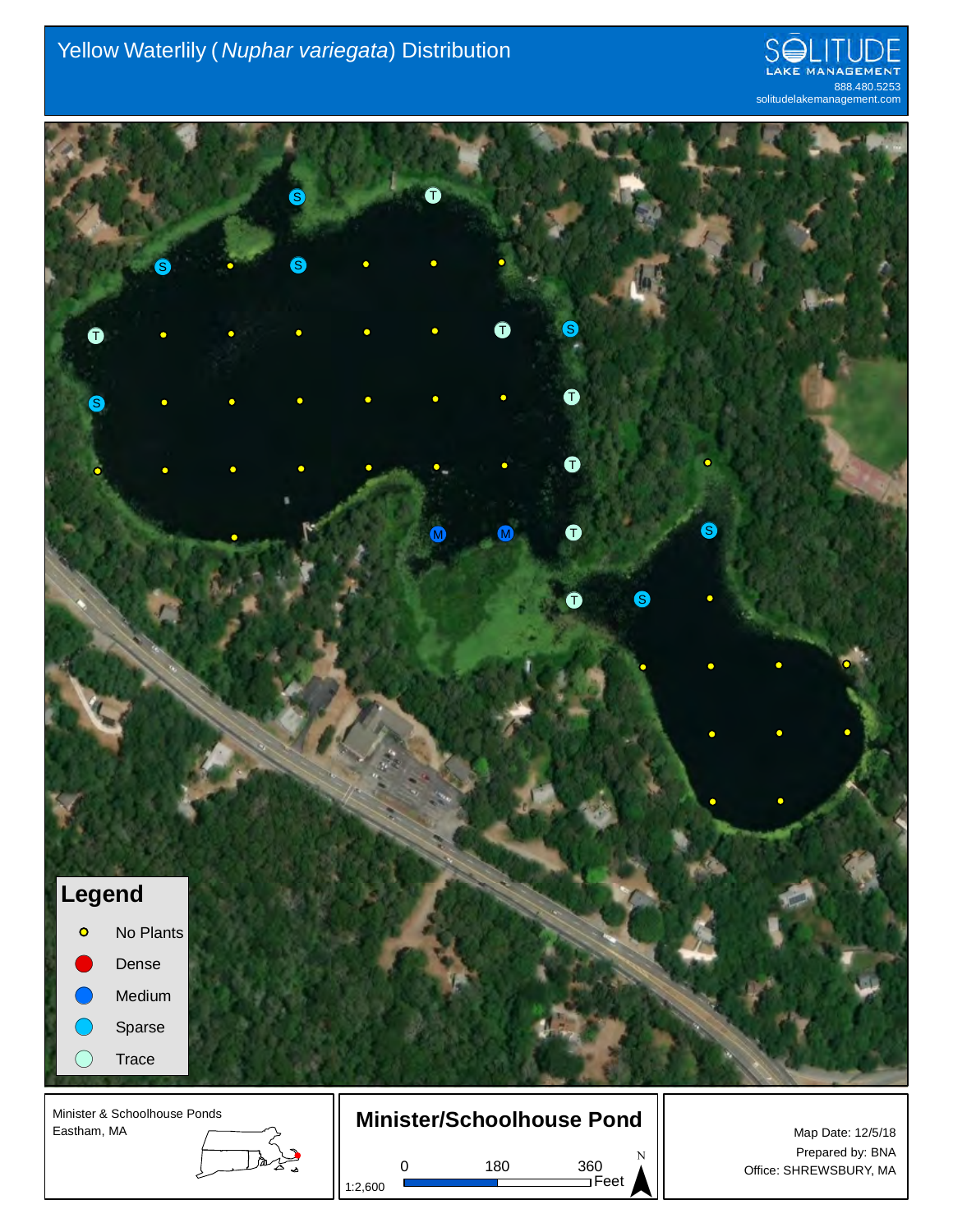# Yellow Waterlily (*Nuphar variegata*) Distribution

SOLITUDE LAKE MANAGEMENT
888.480.5253
solitudelakemanagement.com

**Legend**

- No Plants
- Dense
- Medium
- Sparse
- Trace

Minister & Schoolhouse Ponds
Eastham, MA

## Minister/Schoolhouse Pond

1:2,600

0 180 360 Feet

N

Map Date: 12/5/18
Prepared by: BNA
Office: SHREWSBURY, MA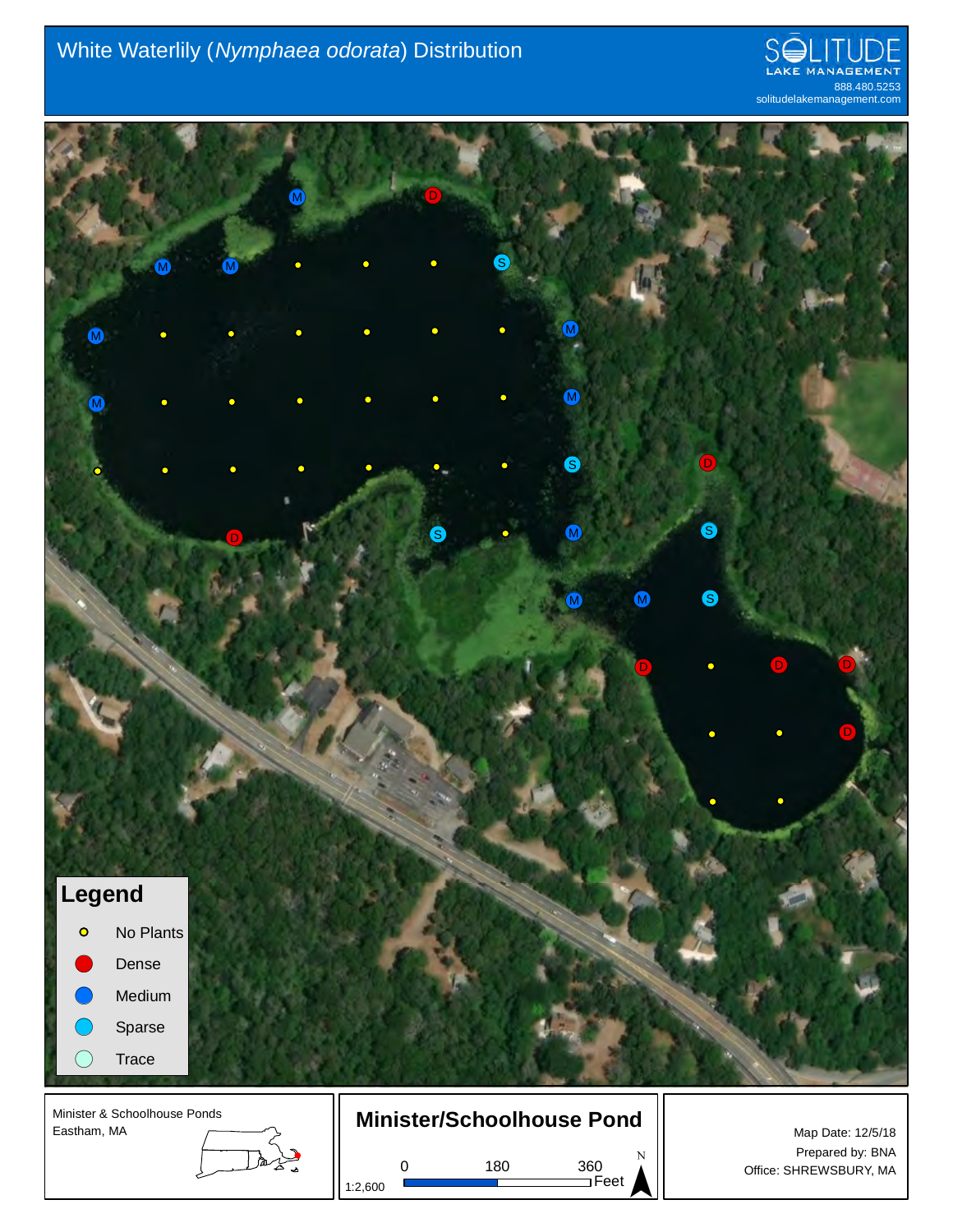# White Waterlily (*Nymphaea odorata*) Distribution

SOLITUDE LAKE MANAGEMENT
888.480.5253
solitudelakemanagement.com

**Legend**

- No Plants
- Dense
- Medium
- Sparse
- Trace

Minister & Schoolhouse Ponds
Eastham, MA

**Minister/Schoolhouse Pond**

1:2,600

0 180 360 Feet

N

Map Date: 12/5/18
Prepared by: BNA
Office: SHREWSBURY, MA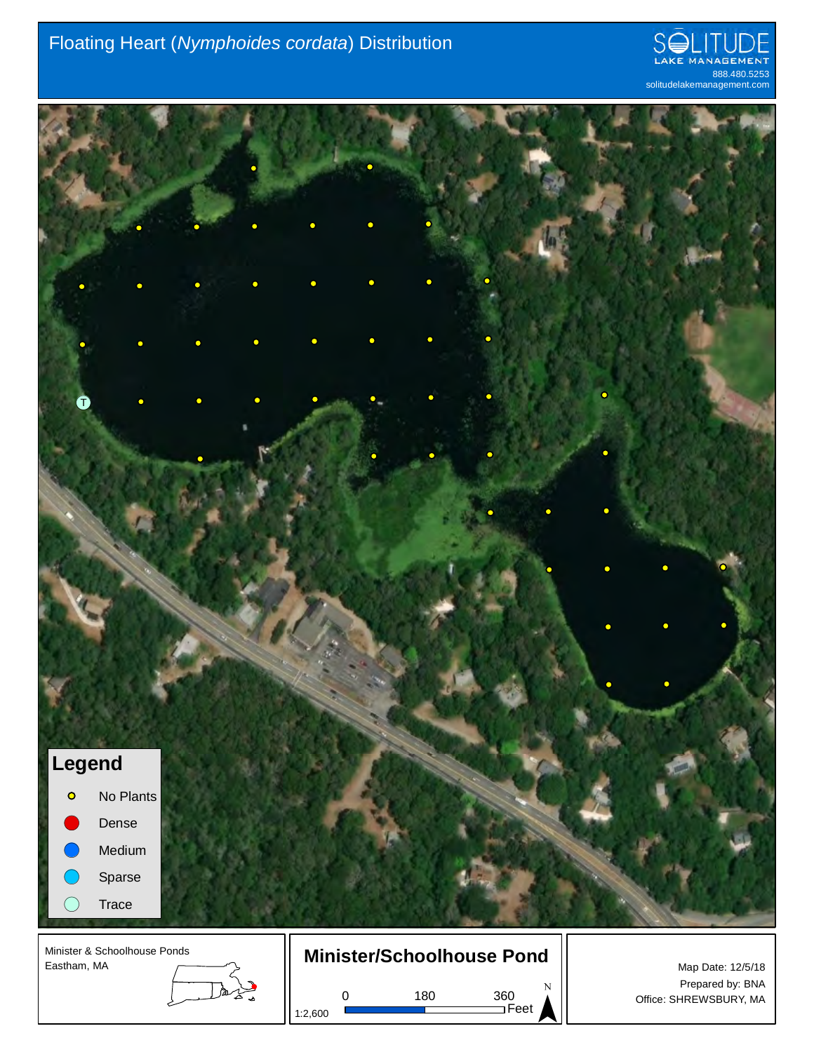# Floating Heart (*Nymphoides cordata*) Distribution

SOLITUDE LAKE MANAGEMENT
888.480.5253
solitudelakemanagement.com

T

**Legend**

- No Plants
- Dense
- Medium
- Sparse
- Trace

Minister & Schoolhouse Ponds
Eastham, MA

**Minister/Schoolhouse Pond**

1:2,600

0 180 360 Feet

N

Map Date: 12/5/18
Prepared by: BNA
Office: SHREWSBURY, MA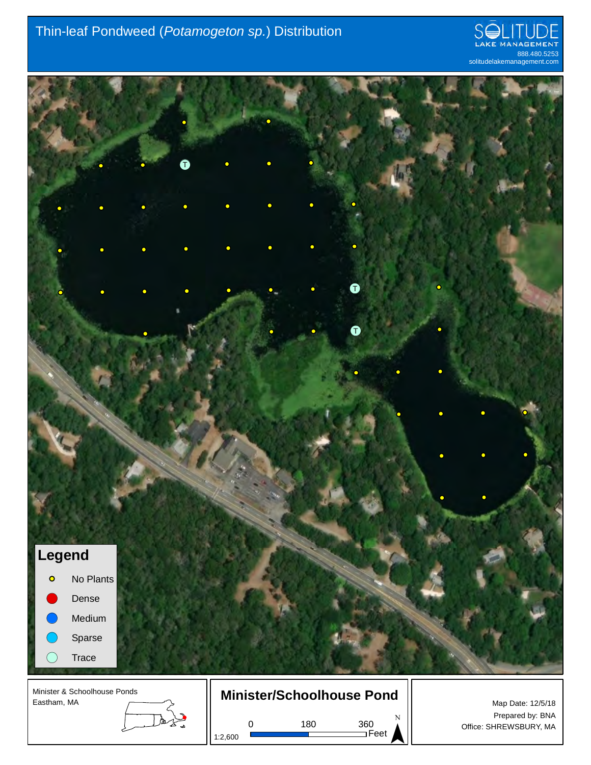# Thin-leaf Pondweed (*Potamogeton sp.*) Distribution

SOLITUDE LAKE MANAGEMENT
888.480.5253
solitudelakemanagement.com

**Legend**

- No Plants
- Dense
- Medium
- Sparse
- Trace

Minister & Schoolhouse Ponds
Eastham, MA

## Minister/Schoolhouse Pond

1:2,600

0 180 360 Feet

N

Map Date: 12/5/18
Prepared by: BNA
Office: SHREWSBURY, MA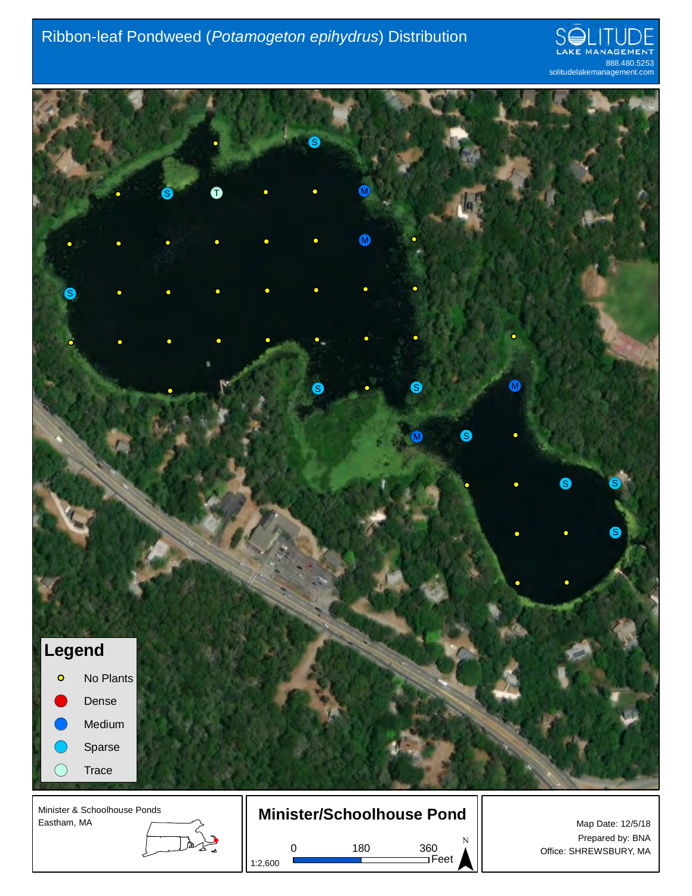# Ribbon-leaf Pondweed (*Potamogeton epihydrus*) Distribution

SOLITUDE LAKE MANAGEMENT
888.480.5253
solitudelakemanagement.com

**Legend**

- No Plants
- Dense
- Medium
- Sparse
- Trace

Minister & Schoolhouse Ponds
Eastham, MA

**Minister/Schoolhouse Pond**

1:2,600

0 180 360 Feet

N

Map Date: 12/5/18
Prepared by: BNA
Office: SHREWSBURY, MA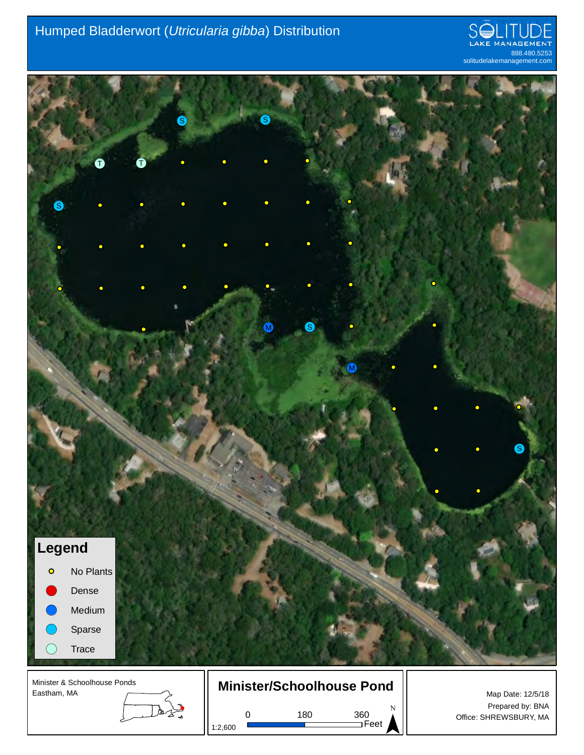# Humped Bladderwort (*Utricularia gibba*) Distribution

SOLITUDE LAKE MANAGEMENT
888.480.5253
solitudelakemanagement.com

**Legend**

- No Plants
- Dense
- Medium
- Sparse
- Trace

Minister & Schoolhouse Ponds
Eastham, MA

**Minister/Schoolhouse Pond**

1:2,600

0 180 360 Feet

N

Map Date: 12/5/18
Prepared by: BNA
Office: SHREWSBURY, MA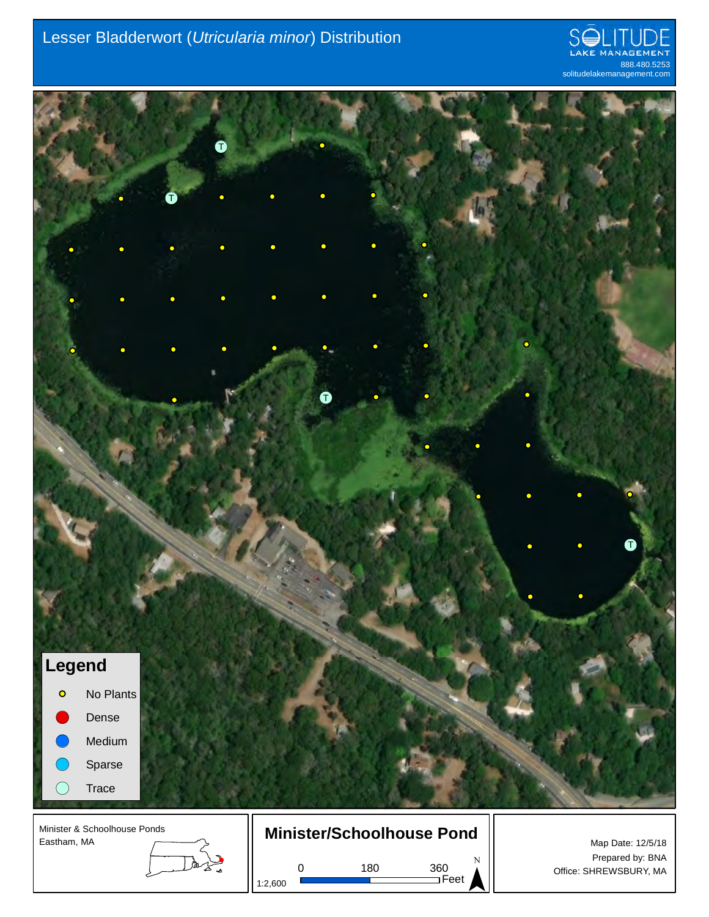# Lesser Bladderwort (*Utricularia minor*) Distribution

SOLITUDE LAKE MANAGEMENT
888.480.5253
solitudelakemanagement.com

**Legend**

- No Plants
- Dense
- Medium
- Sparse
- Trace

Minister & Schoolhouse Ponds
Eastham, MA

**Minister/Schoolhouse Pond**

1:2,600

0 180 360 Feet

N

Map Date: 12/5/18
Prepared by: BNA
Office: SHREWSBURY, MA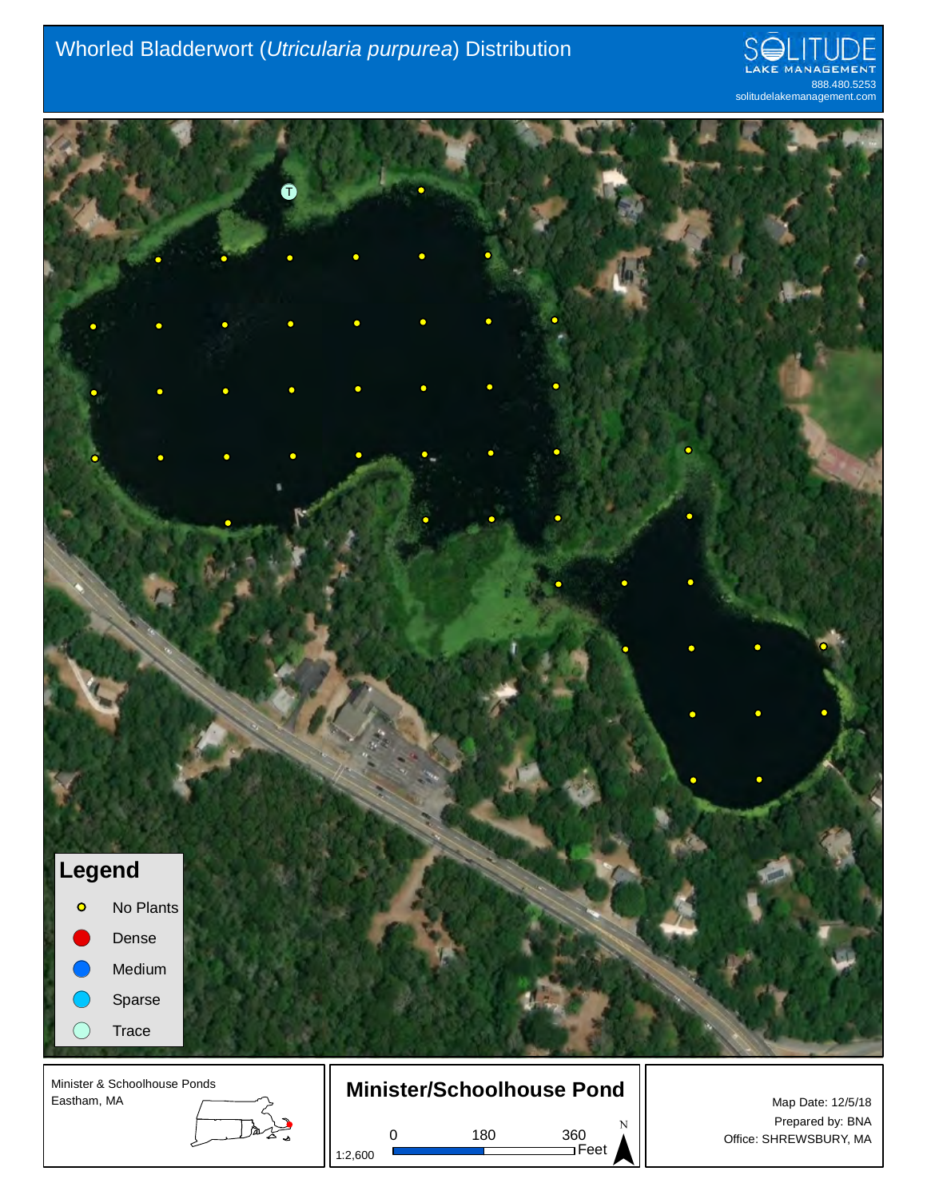# Whorled Bladderwort (*Utricularia purpurea*) Distribution

SOLITUDE LAKE MANAGEMENT
888.480.5253
solitudelakemanagement.com

**Legend**

- No Plants
- Dense
- Medium
- Sparse
- Trace

Minister & Schoolhouse Ponds
Eastham, MA

**Minister/Schoolhouse Pond**

1:2,600

0 180 360 Feet

N

Map Date: 12/5/18
Prepared by: BNA
Office: SHREWSBURY, MA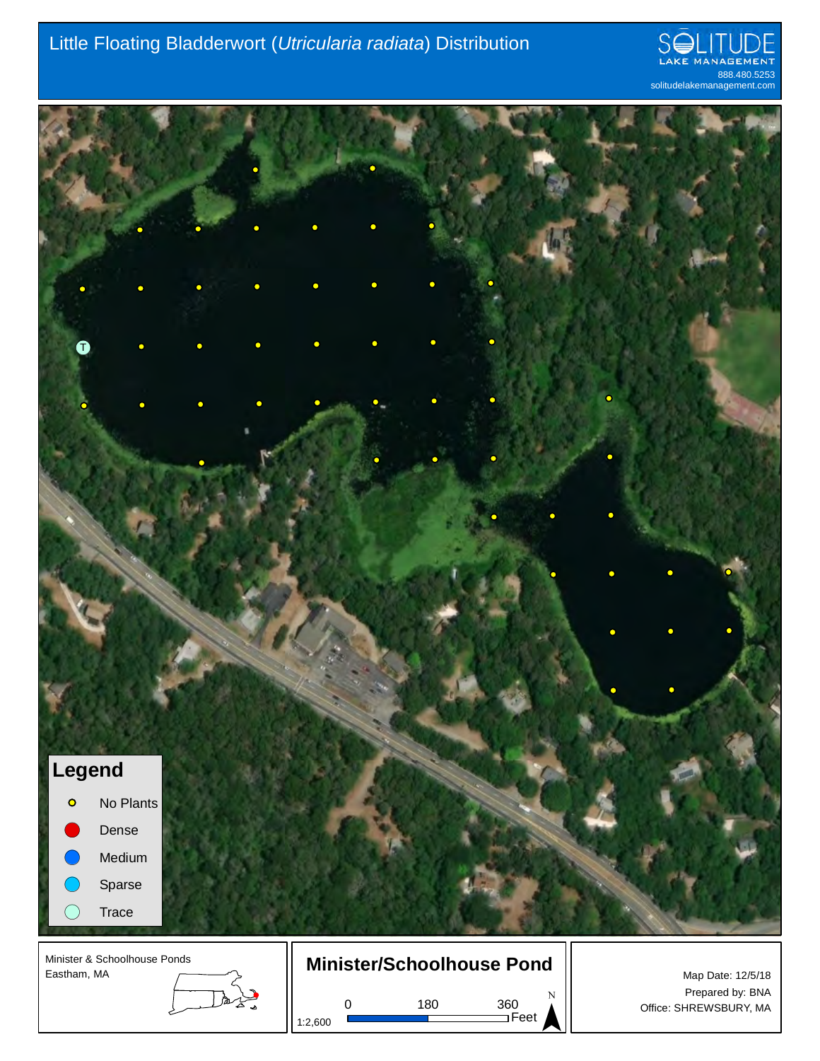# Little Floating Bladderwort (*Utricularia radiata*) Distribution

SŌLITUDE LAKE MANAGEMENT
888.480.5253
solitudelakemanagement.com

**Legend**

- No Plants
- Dense
- Medium
- Sparse
- Trace

Minister & Schoolhouse Ponds
Eastham, MA

**Minister/Schoolhouse Pond**

1:2,600

0 180 360 Feet

N

Map Date: 12/5/18
Prepared by: BNA
Office: SHREWSBURY, MA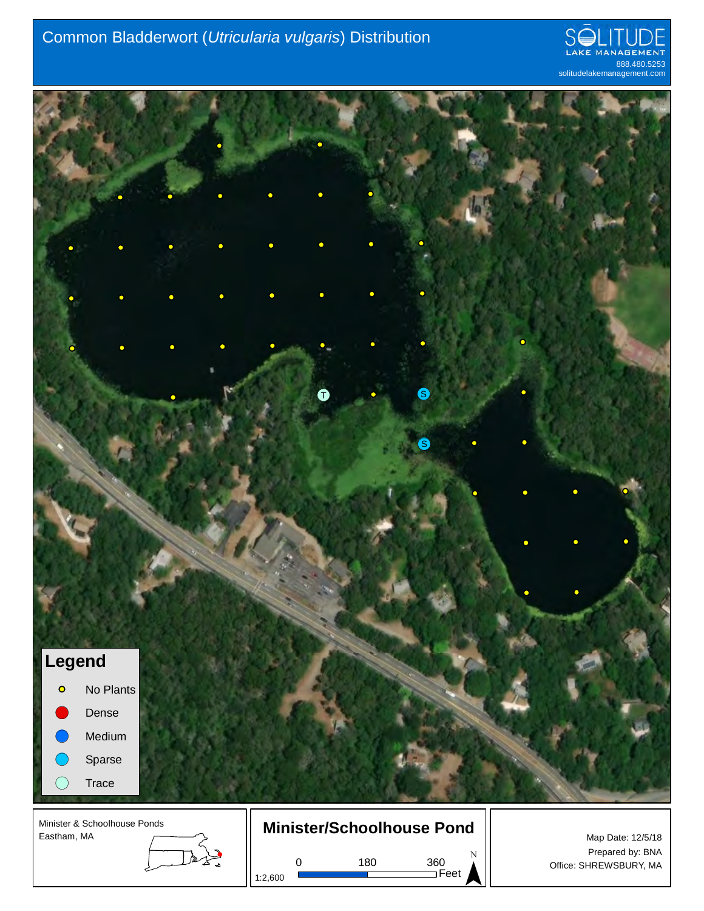# Common Bladderwort (*Utricularia vulgaris*) Distribution

SOLITUDE LAKE MANAGEMENT
888.480.5253
solitudelakemanagement.com

**Legend**

- No Plants
- Dense
- Medium
- Sparse
- Trace

Minister & Schoolhouse Ponds
Eastham, MA

## Minister/Schoolhouse Pond

1:2,600

0 180 360 Feet

N

Map Date: 12/5/18
Prepared by: BNA
Office: SHREWSBURY, MA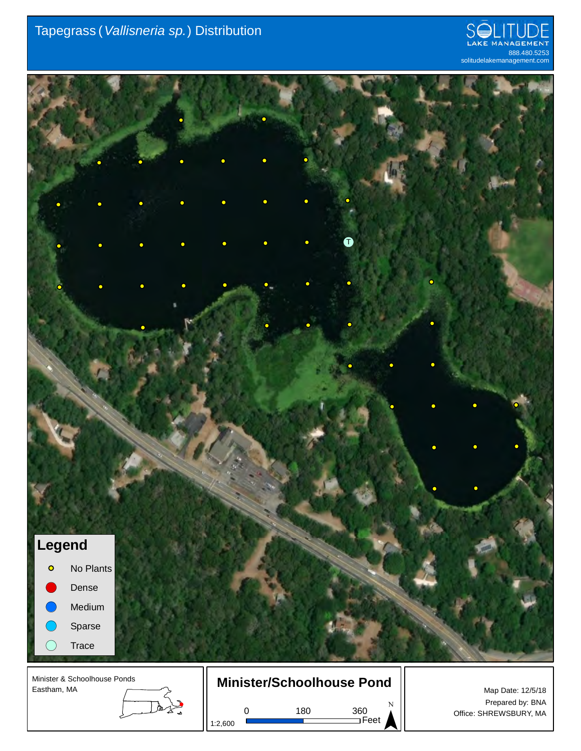# Tapegrass (*Vallisneria sp.*) Distribution

SOLITUDE LAKE MANAGEMENT
888.480.5253
solitudelakemanagement.com

**Legend**

- No Plants
- Dense
- Medium
- Sparse
- Trace

T

Minister & Schoolhouse Ponds
Eastham, MA

**Minister/Schoolhouse Pond**

0 180 360
Feet
1:2,600
N

Map Date: 12/5/18
Prepared by: BNA
Office: SHREWSBURY, MA